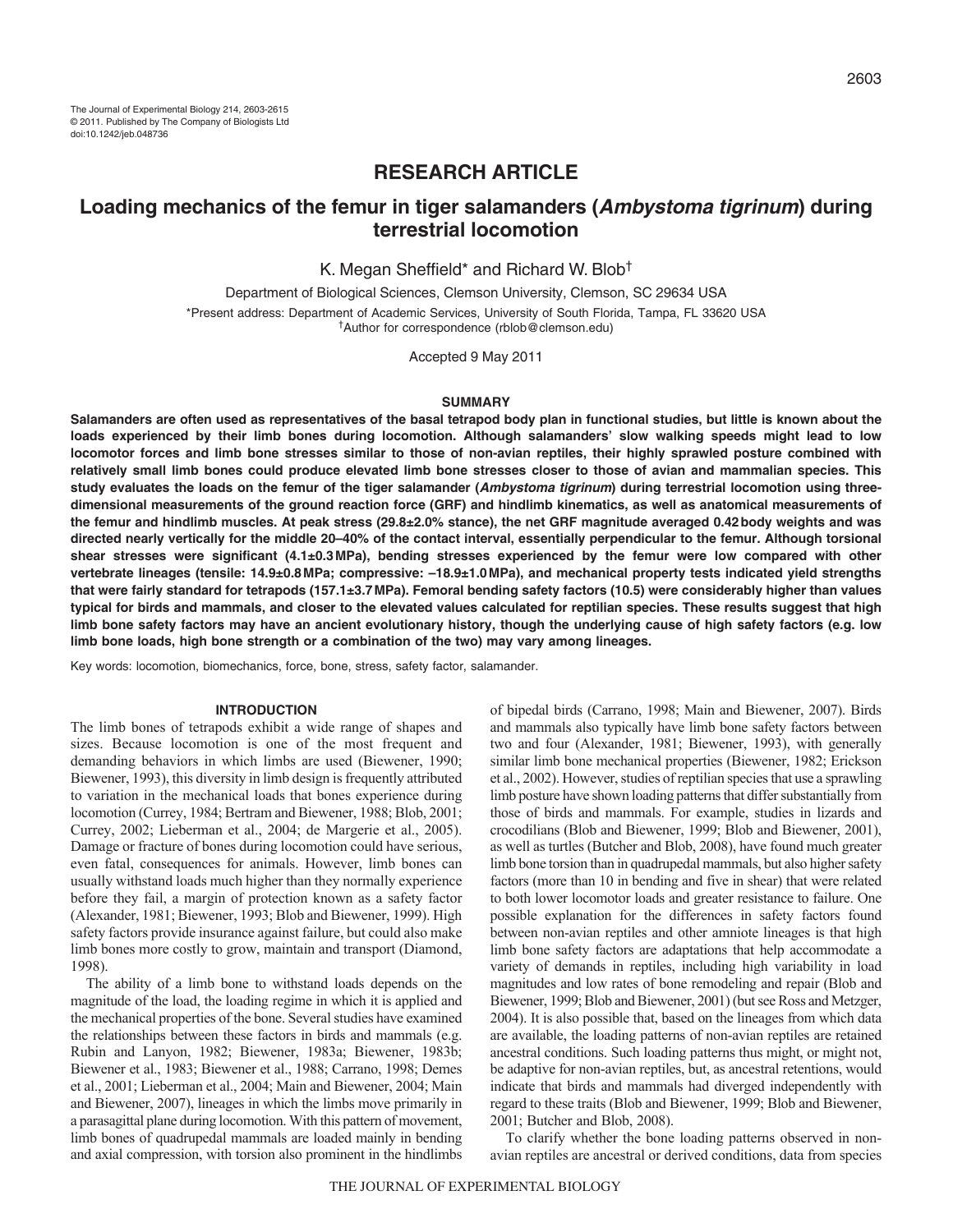The Journal of Experimental Biology 214, 2603-2615
© 2011. Published by The Company of Biologists Ltd
doi:10.1242/jeb.048736

## RESEARCH ARTICLE

# Loading mechanics of the femur in tiger salamanders (*Ambystoma tigrinum*) during terrestrial locomotion

K. Megan Sheffield* and Richard W. Blob[†]

Department of Biological Sciences, Clemson University, Clemson, SC 29634 USA

*Present address: Department of Academic Services, University of South Florida, Tampa, FL 33620 USA
[†]Author for correspondence (rblob@clemson.edu)

Accepted 9 May 2011

### SUMMARY

**Salamanders are often used as representatives of the basal tetrapod body plan in functional studies, but little is known about the loads experienced by their limb bones during locomotion. Although salamanders' slow walking speeds might lead to low locomotor forces and limb bone stresses similar to those of non-avian reptiles, their highly sprawled posture combined with relatively small limb bones could produce elevated limb bone stresses closer to those of avian and mammalian species. This study evaluates the loads on the femur of the tiger salamander (*Ambystoma tigrinum*) during terrestrial locomotion using three-dimensional measurements of the ground reaction force (GRF) and hindlimb kinematics, as well as anatomical measurements of the femur and hindlimb muscles. At peak stress (29.8±2.0% stance), the net GRF magnitude averaged 0.42 body weights and was directed nearly vertically for the middle 20–40% of the contact interval, essentially perpendicular to the femur. Although torsional shear stresses were significant (4.1±0.3 MPa), bending stresses experienced by the femur were low compared with other vertebrate lineages (tensile: 14.9±0.8 MPa; compressive: –18.9±1.0 MPa), and mechanical property tests indicated yield strengths that were fairly standard for tetrapods (157.1±3.7 MPa). Femoral bending safety factors (10.5) were considerably higher than values typical for birds and mammals, and closer to the elevated values calculated for reptilian species. These results suggest that high limb bone safety factors may have an ancient evolutionary history, though the underlying cause of high safety factors (e.g. low limb bone loads, high bone strength or a combination of the two) may vary among lineages.**

Key words: locomotion, biomechanics, force, bone, stress, safety factor, salamander.

### INTRODUCTION

The limb bones of tetrapods exhibit a wide range of shapes and sizes. Because locomotion is one of the most frequent and demanding behaviors in which limbs are used (Biewener, 1990; Biewener, 1993), this diversity in limb design is frequently attributed to variation in the mechanical loads that bones experience during locomotion (Currey, 1984; Bertram and Biewener, 1988; Blob, 2001; Currey, 2002; Lieberman et al., 2004; de Margerie et al., 2005). Damage or fracture of bones during locomotion could have serious, even fatal, consequences for animals. However, limb bones can usually withstand loads much higher than they normally experience before they fail, a margin of protection known as a safety factor (Alexander, 1981; Biewener, 1993; Blob and Biewener, 1999). High safety factors provide insurance against failure, but could also make limb bones more costly to grow, maintain and transport (Diamond, 1998).

The ability of a limb bone to withstand loads depends on the magnitude of the load, the loading regime in which it is applied and the mechanical properties of the bone. Several studies have examined the relationships between these factors in birds and mammals (e.g. Rubin and Lanyon, 1982; Biewener, 1983a; Biewener, 1983b; Biewener et al., 1983; Biewener et al., 1988; Carrano, 1998; Demes et al., 2001; Lieberman et al., 2004; Main and Biewener, 2004; Main and Biewener, 2007), lineages in which the limbs move primarily in a parasagittal plane during locomotion. With this pattern of movement, limb bones of quadrupedal mammals are loaded mainly in bending and axial compression, with torsion also prominent in the hindlimbs of bipedal birds (Carrano, 1998; Main and Biewener, 2007). Birds and mammals also typically have limb bone safety factors between two and four (Alexander, 1981; Biewener, 1993), with generally similar limb bone mechanical properties (Biewener, 1982; Erickson et al., 2002). However, studies of reptilian species that use a sprawling limb posture have shown loading patterns that differ substantially from those of birds and mammals. For example, studies in lizards and crocodilians (Blob and Biewener, 1999; Blob and Biewener, 2001), as well as turtles (Butcher and Blob, 2008), have found much greater limb bone torsion than in quadrupedal mammals, but also higher safety factors (more than 10 in bending and five in shear) that were related to both lower locomotor loads and greater resistance to failure. One possible explanation for the differences in safety factors found between non-avian reptiles and other amniote lineages is that high limb bone safety factors are adaptations that help accommodate a variety of demands in reptiles, including high variability in load magnitudes and low rates of bone remodeling and repair (Blob and Biewener, 1999; Blob and Biewener, 2001) (but see Ross and Metzger, 2004). It is also possible that, based on the lineages from which data are available, the loading patterns of non-avian reptiles are retained ancestral conditions. Such loading patterns thus might, or might not, be adaptive for non-avian reptiles, but, as ancestral retentions, would indicate that birds and mammals had diverged independently with regard to these traits (Blob and Biewener, 1999; Blob and Biewener, 2001; Butcher and Blob, 2008).

To clarify whether the bone loading patterns observed in non-avian reptiles are ancestral or derived conditions, data from species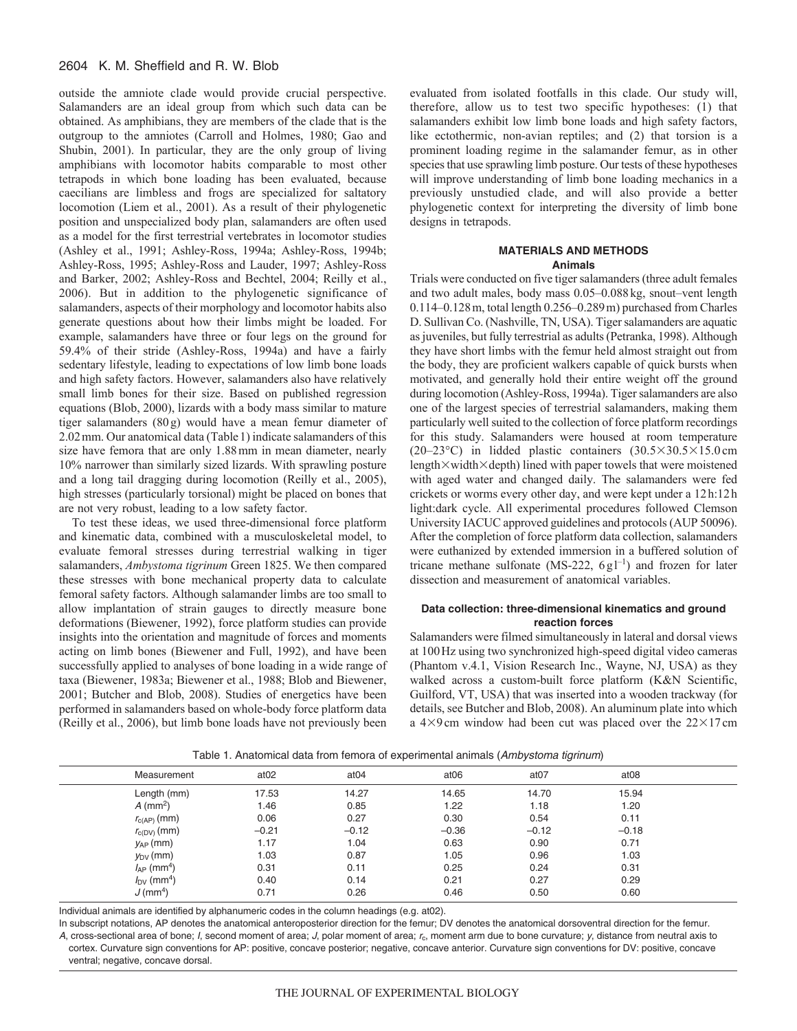outside the amniote clade would provide crucial perspective. Salamanders are an ideal group from which such data can be obtained. As amphibians, they are members of the clade that is the outgroup to the amniotes (Carroll and Holmes, 1980; Gao and Shubin, 2001). In particular, they are the only group of living amphibians with locomotor habits comparable to most other tetrapods in which bone loading has been evaluated, because caecilians are limbless and frogs are specialized for saltatory locomotion (Liem et al., 2001). As a result of their phylogenetic position and unspecialized body plan, salamanders are often used as a model for the first terrestrial vertebrates in locomotor studies (Ashley et al., 1991; Ashley-Ross, 1994a; Ashley-Ross, 1994b; Ashley-Ross, 1995; Ashley-Ross and Lauder, 1997; Ashley-Ross and Barker, 2002; Ashley-Ross and Bechtel, 2004; Reilly et al., 2006). But in addition to the phylogenetic significance of salamanders, aspects of their morphology and locomotor habits also generate questions about how their limbs might be loaded. For example, salamanders have three or four legs on the ground for 59.4% of their stride (Ashley-Ross, 1994a) and have a fairly sedentary lifestyle, leading to expectations of low limb bone loads and high safety factors. However, salamanders also have relatively small limb bones for their size. Based on published regression equations (Blob, 2000), lizards with a body mass similar to mature tiger salamanders (80 g) would have a mean femur diameter of 2.02 mm. Our anatomical data (Table 1) indicate salamanders of this size have femora that are only 1.88 mm in mean diameter, nearly 10% narrower than similarly sized lizards. With sprawling posture and a long tail dragging during locomotion (Reilly et al., 2005), high stresses (particularly torsional) might be placed on bones that are not very robust, leading to a low safety factor.

To test these ideas, we used three-dimensional force platform and kinematic data, combined with a musculoskeletal model, to evaluate femoral stresses during terrestrial walking in tiger salamanders, *Ambystoma tigrinum* Green 1825. We then compared these stresses with bone mechanical property data to calculate femoral safety factors. Although salamander limbs are too small to allow implantation of strain gauges to directly measure bone deformations (Biewener, 1992), force platform studies can provide insights into the orientation and magnitude of forces and moments acting on limb bones (Biewener and Full, 1992), and have been successfully applied to analyses of bone loading in a wide range of taxa (Biewener, 1983a; Biewener et al., 1988; Blob and Biewener, 2001; Butcher and Blob, 2008). Studies of energetics have been performed in salamanders based on whole-body force platform data (Reilly et al., 2006), but limb bone loads have not previously been evaluated from isolated footfalls in this clade. Our study will, therefore, allow us to test two specific hypotheses: (1) that salamanders exhibit low limb bone loads and high safety factors, like ectothermic, non-avian reptiles; and (2) that torsion is a prominent loading regime in the salamander femur, as in other species that use sprawling limb posture. Our tests of these hypotheses will improve understanding of limb bone loading mechanics in a previously unstudied clade, and will also provide a better phylogenetic context for interpreting the diversity of limb bone designs in tetrapods.

## MATERIALS AND METHODS

### Animals

Trials were conducted on five tiger salamanders (three adult females and two adult males, body mass 0.05–0.088 kg, snout–vent length 0.114–0.128 m, total length 0.256–0.289 m) purchased from Charles D. Sullivan Co. (Nashville, TN, USA). Tiger salamanders are aquatic as juveniles, but fully terrestrial as adults (Petranka, 1998). Although they have short limbs with the femur held almost straight out from the body, they are proficient walkers capable of quick bursts when motivated, and generally hold their entire weight off the ground during locomotion (Ashley-Ross, 1994a). Tiger salamanders are also one of the largest species of terrestrial salamanders, making them particularly well suited to the collection of force platform recordings for this study. Salamanders were housed at room temperature (20–23°C) in lidded plastic containers (30.5×30.5×15.0 cm length×width×depth) lined with paper towels that were moistened with aged water and changed daily. The salamanders were fed crickets or worms every other day, and were kept under a 12 h:12 h light:dark cycle. All experimental procedures followed Clemson University IACUC approved guidelines and protocols (AUP 50096). After the completion of force platform data collection, salamanders were euthanized by extended immersion in a buffered solution of tricane methane sulfonate (MS-222, 6 g l$^{-1}$) and frozen for later dissection and measurement of anatomical variables.

### Data collection: three-dimensional kinematics and ground reaction forces

Salamanders were filmed simultaneously in lateral and dorsal views at 100 Hz using two synchronized high-speed digital video cameras (Phantom v.4.1, Vision Research Inc., Wayne, NJ, USA) as they walked across a custom-built force platform (K&N Scientific, Guilford, VT, USA) that was inserted into a wooden trackway (for details, see Butcher and Blob, 2008). An aluminum plate into which a 4×9 cm window had been cut was placed over the 22×17 cm

Table 1. Anatomical data from femora of experimental animals (*Ambystoma tigrinum*)

| Measurement | at02 | at04 | at06 | at07 | at08 |
|---|---|---|---|---|---|
| Length (mm) | 17.53 | 14.27 | 14.65 | 14.70 | 15.94 |
| $A$ (mm$^2$) | 1.46 | 0.85 | 1.22 | 1.18 | 1.20 |
| $r_{c(AP)}$ (mm) | 0.06 | 0.27 | 0.30 | 0.54 | 0.11 |
| $r_{c(DV)}$ (mm) | –0.21 | –0.12 | –0.36 | –0.12 | –0.18 |
| $y_{AP}$ (mm) | 1.17 | 1.04 | 0.63 | 0.90 | 0.71 |
| $y_{DV}$ (mm) | 1.03 | 0.87 | 1.05 | 0.96 | 1.03 |
| $I_{AP}$ (mm$^4$) | 0.31 | 0.11 | 0.25 | 0.24 | 0.31 |
| $I_{DV}$ (mm$^4$) | 0.40 | 0.14 | 0.21 | 0.27 | 0.29 |
| $J$ (mm$^4$) | 0.71 | 0.26 | 0.46 | 0.50 | 0.60 |

Individual animals are identified by alphanumeric codes in the column headings (e.g. at02).

In subscript notations, AP denotes the anatomical anteroposterior direction for the femur; DV denotes the anatomical dorsoventral direction for the femur.

$A$, cross-sectional area of bone; $I$, second moment of area; $J$, polar moment of area; $r_c$, moment arm due to bone curvature; $y$, distance from neutral axis to cortex. Curvature sign conventions for AP: positive, concave posterior; negative, concave anterior. Curvature sign conventions for DV: positive, concave ventral; negative, concave dorsal.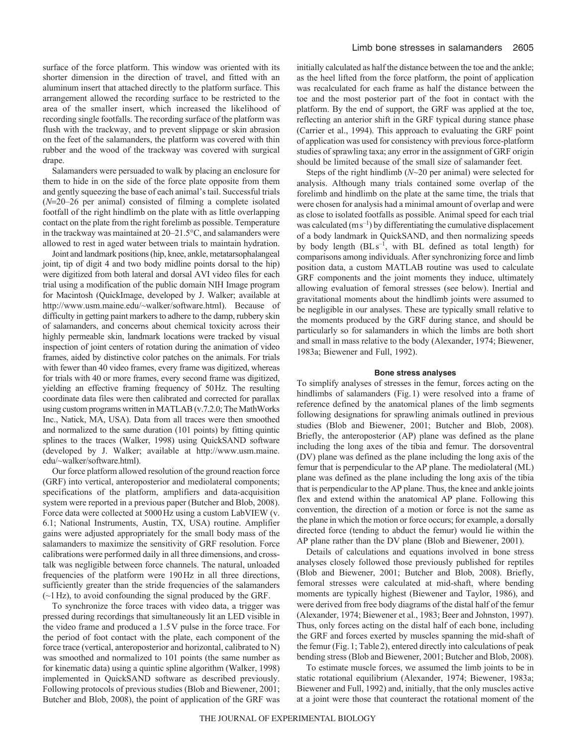surface of the force platform. This window was oriented with its shorter dimension in the direction of travel, and fitted with an aluminum insert that attached directly to the platform surface. This arrangement allowed the recording surface to be restricted to the area of the smaller insert, which increased the likelihood of recording single footfalls. The recording surface of the platform was flush with the trackway, and to prevent slippage or skin abrasion on the feet of the salamanders, the platform was covered with thin rubber and the wood of the trackway was covered with surgical drape.

Salamanders were persuaded to walk by placing an enclosure for them to hide in on the side of the force plate opposite from them and gently squeezing the base of each animal's tail. Successful trials ($N$=20–26 per animal) consisted of filming a complete isolated footfall of the right hindlimb on the plate with as little overlapping contact on the plate from the right forelimb as possible. Temperature in the trackway was maintained at 20–21.5°C, and salamanders were allowed to rest in aged water between trials to maintain hydration.

Joint and landmark positions (hip, knee, ankle, metatarsophalangeal joint, tip of digit 4 and two body midline points dorsal to the hip) were digitized from both lateral and dorsal AVI video files for each trial using a modification of the public domain NIH Image program for Macintosh (QuickImage, developed by J. Walker; available at http://www.usm.maine.edu/~walker/software.html). Because of difficulty in getting paint markers to adhere to the damp, rubbery skin of salamanders, and concerns about chemical toxicity across their highly permeable skin, landmark locations were tracked by visual inspection of joint centers of rotation during the animation of video frames, aided by distinctive color patches on the animals. For trials with fewer than 40 video frames, every frame was digitized, whereas for trials with 40 or more frames, every second frame was digitized, yielding an effective framing frequency of 50 Hz. The resulting coordinate data files were then calibrated and corrected for parallax using custom programs written in MATLAB (v.7.2.0; The MathWorks Inc., Natick, MA, USA). Data from all traces were then smoothed and normalized to the same duration (101 points) by fitting quintic splines to the traces (Walker, 1998) using QuickSAND software (developed by J. Walker; available at http://www.usm.maine.edu/~walker/software.html).

Our force platform allowed resolution of the ground reaction force (GRF) into vertical, anteroposterior and mediolateral components; specifications of the platform, amplifiers and data-acquisition system were reported in a previous paper (Butcher and Blob, 2008). Force data were collected at 5000 Hz using a custom LabVIEW (v. 6.1; National Instruments, Austin, TX, USA) routine. Amplifier gains were adjusted appropriately for the small body mass of the salamanders to maximize the sensitivity of GRF resolution. Force calibrations were performed daily in all three dimensions, and cross-talk was negligible between force channels. The natural, unloaded frequencies of the platform were 190 Hz in all three directions, sufficiently greater than the stride frequencies of the salamanders (~1 Hz), to avoid confounding the signal produced by the GRF.

To synchronize the force traces with video data, a trigger was pressed during recordings that simultaneously lit an LED visible in the video frame and produced a 1.5 V pulse in the force trace. For the period of foot contact with the plate, each component of the force trace (vertical, anteroposterior and horizontal, calibrated to N) was smoothed and normalized to 101 points (the same number as for kinematic data) using a quintic spline algorithm (Walker, 1998) implemented in QuickSAND software as described previously. Following protocols of previous studies (Blob and Biewener, 2001; Butcher and Blob, 2008), the point of application of the GRF was initially calculated as half the distance between the toe and the ankle; as the heel lifted from the force platform, the point of application was recalculated for each frame as half the distance between the toe and the most posterior part of the foot in contact with the platform. By the end of support, the GRF was applied at the toe, reflecting an anterior shift in the GRF typical during stance phase (Carrier et al., 1994). This approach to evaluating the GRF point of application was used for consistency with previous force-platform studies of sprawling taxa; any error in the assignment of GRF origin should be limited because of the small size of salamander feet.

Steps of the right hindlimb ($N$~20 per animal) were selected for analysis. Although many trials contained some overlap of the forelimb and hindlimb on the plate at the same time, the trials that were chosen for analysis had a minimal amount of overlap and were as close to isolated footfalls as possible. Animal speed for each trial was calculated (m $s^{-1}$) by differentiating the cumulative displacement of a body landmark in QuickSAND, and then normalizing speeds by body length (BL $s^{-1}$, with BL defined as total length) for comparisons among individuals. After synchronizing force and limb position data, a custom MATLAB routine was used to calculate GRF components and the joint moments they induce, ultimately allowing evaluation of femoral stresses (see below). Inertial and gravitational moments about the hindlimb joints were assumed to be negligible in our analyses. These are typically small relative to the moments produced by the GRF during stance, and should be particularly so for salamanders in which the limbs are both short and small in mass relative to the body (Alexander, 1974; Biewener, 1983a; Biewener and Full, 1992).

### Bone stress analyses

To simplify analyses of stresses in the femur, forces acting on the hindlimbs of salamanders (Fig. 1) were resolved into a frame of reference defined by the anatomical planes of the limb segments following designations for sprawling animals outlined in previous studies (Blob and Biewener, 2001; Butcher and Blob, 2008). Briefly, the anteroposterior (AP) plane was defined as the plane including the long axes of the tibia and femur. The dorsoventral (DV) plane was defined as the plane including the long axis of the femur that is perpendicular to the AP plane. The mediolateral (ML) plane was defined as the plane including the long axis of the tibia that is perpendicular to the AP plane. Thus, the knee and ankle joints flex and extend within the anatomical AP plane. Following this convention, the direction of a motion or force is not the same as the plane in which the motion or force occurs; for example, a dorsally directed force (tending to abduct the femur) would lie within the AP plane rather than the DV plane (Blob and Biewener, 2001).

Details of calculations and equations involved in bone stress analyses closely followed those previously published for reptiles (Blob and Biewener, 2001; Butcher and Blob, 2008). Briefly, femoral stresses were calculated at mid-shaft, where bending moments are typically highest (Biewener and Taylor, 1986), and were derived from free body diagrams of the distal half of the femur (Alexander, 1974; Biewener et al., 1983; Beer and Johnston, 1997). Thus, only forces acting on the distal half of each bone, including the GRF and forces exerted by muscles spanning the mid-shaft of the femur (Fig. 1; Table 2), entered directly into calculations of peak bending stress (Blob and Biewener, 2001; Butcher and Blob, 2008).

To estimate muscle forces, we assumed the limb joints to be in static rotational equilibrium (Alexander, 1974; Biewener, 1983a; Biewener and Full, 1992) and, initially, that the only muscles active at a joint were those that counteract the rotational moment of the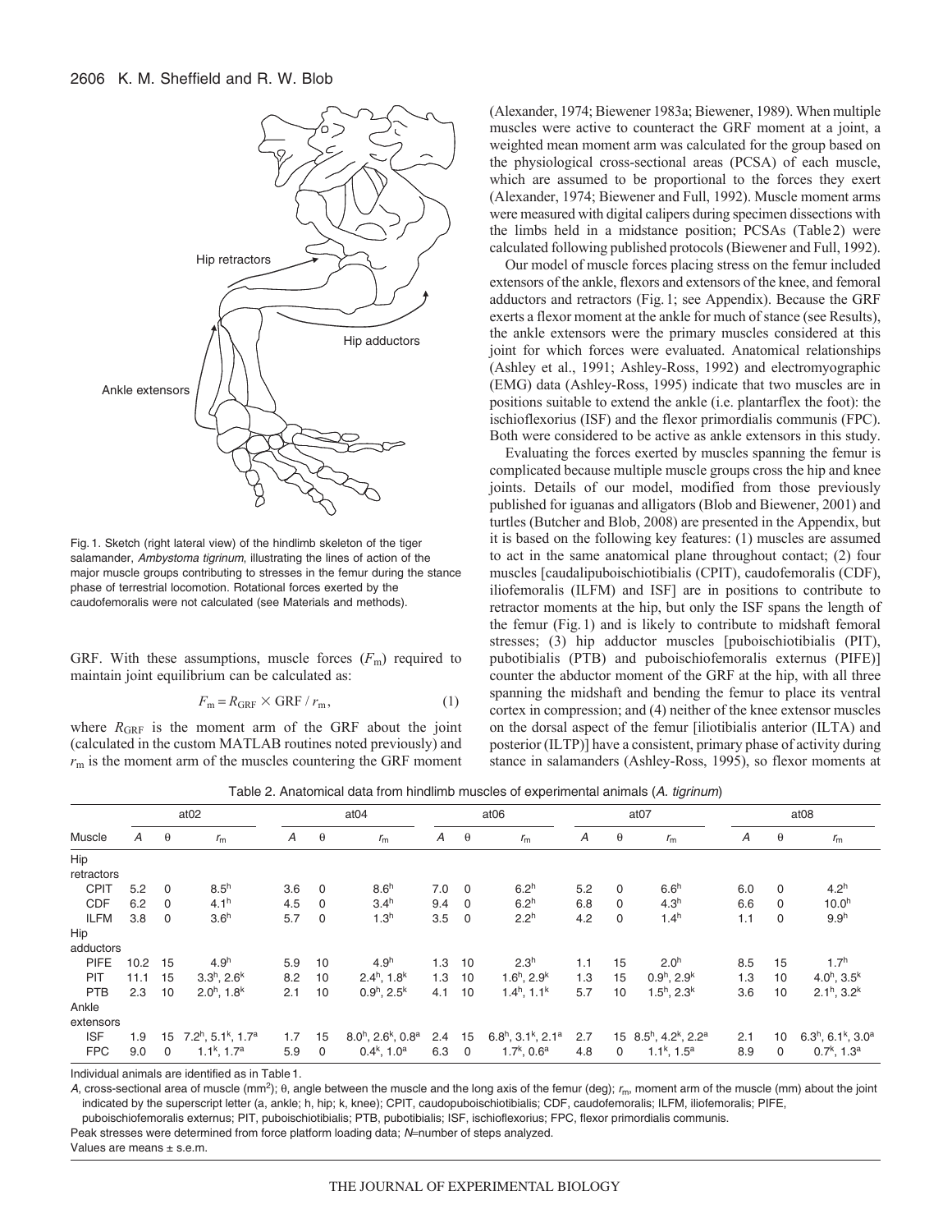Fig. 1. Sketch (right lateral view) of the hindlimb skeleton of the tiger salamander, *Ambystoma tigrinum*, illustrating the lines of action of the major muscle groups contributing to stresses in the femur during the stance phase of terrestrial locomotion. Rotational forces exerted by the caudofemoralis were not calculated (see Materials and methods).

GRF. With these assumptions, muscle forces ($F_m$) required to maintain joint equilibrium can be calculated as:

$$F_m = R_{GRF} \times \text{GRF} / r_m, \quad (1)$$

where $R_{GRF}$ is the moment arm of the GRF about the joint (calculated in the custom MATLAB routines noted previously) and $r_m$ is the moment arm of the muscles countering the GRF moment (Alexander, 1974; Biewener 1983a; Biewener, 1989). When multiple muscles were active to counteract the GRF moment at a joint, a weighted mean moment arm was calculated for the group based on the physiological cross-sectional areas (PCSA) of each muscle, which are assumed to be proportional to the forces they exert (Alexander, 1974; Biewener and Full, 1992). Muscle moment arms were measured with digital calipers during specimen dissections with the limbs held in a midstance position; PCSAs (Table 2) were calculated following published protocols (Biewener and Full, 1992).

Our model of muscle forces placing stress on the femur included extensors of the ankle, flexors and extensors of the knee, and femoral adductors and retractors (Fig. 1; see Appendix). Because the GRF exerts a flexor moment at the ankle for much of stance (see Results), the ankle extensors were the primary muscles considered at this joint for which forces were evaluated. Anatomical relationships (Ashley et al., 1991; Ashley-Ross, 1992) and electromyographic (EMG) data (Ashley-Ross, 1995) indicate that two muscles are in positions suitable to extend the ankle (i.e. plantarflex the foot): the ischioflexorius (ISF) and the flexor primordialis communis (FPC). Both were considered to be active as ankle extensors in this study.

Evaluating the forces exerted by muscles spanning the femur is complicated because multiple muscle groups cross the hip and knee joints. Details of our model, modified from those previously published for iguanas and alligators (Blob and Biewener, 2001) and turtles (Butcher and Blob, 2008) are presented in the Appendix, but it is based on the following key features: (1) muscles are assumed to act in the same anatomical plane throughout contact; (2) four muscles [caudalipuboischiotibialis (CPIT), caudofemoralis (CDF), iliofemoralis (ILFM) and ISF] are in positions to contribute to retractor moments at the hip, but only the ISF spans the length of the femur (Fig. 1) and is likely to contribute to midshaft femoral stresses; (3) hip adductor muscles [puboischiotibialis (PIT), pubotibialis (PTB) and puboischiofemoralis externus (PIFE)] counter the abductor moment of the GRF at the hip, with all three spanning the midshaft and bending the femur to place its ventral cortex in compression; and (4) neither of the knee extensor muscles on the dorsal aspect of the femur [iliotibialis anterior (ILTA) and posterior (ILTP)] have a consistent, primary phase of activity during stance in salamanders (Ashley-Ross, 1995), so flexor moments at

Table 2. Anatomical data from hindlimb muscles of experimental animals (*A. tigrinum*)

| Muscle | at02 | | | at04 | | | at06 | | | at07 | | | at08 | | |
|---|---|---|---|---|---|---|---|---|---|---|---|---|---|---|---|
| | *A* | θ | $r_m$ | *A* | θ | $r_m$ | *A* | θ | $r_m$ | *A* | θ | $r_m$ | *A* | θ | $r_m$ |
| Hip retractors | | | | | | | | | | | | | | | |
| CPIT | 5.2 | 0 | 8.5[h] | 3.6 | 0 | 8.6[h] | 7.0 | 0 | 6.2[h] | 5.2 | 0 | 6.6[h] | 6.0 | 0 | 4.2[h] |
| CDF | 6.2 | 0 | 4.1[h] | 4.5 | 0 | 3.4[h] | 9.4 | 0 | 6.2[h] | 6.8 | 0 | 4.3[h] | 6.6 | 0 | 10.0[h] |
| ILFM | 3.8 | 0 | 3.6[h] | 5.7 | 0 | 1.3[h] | 3.5 | 0 | 2.2[h] | 4.2 | 0 | 1.4[h] | 1.1 | 0 | 9.9[h] |
| Hip adductors | | | | | | | | | | | | | | | |
| PIFE | 10.2 | 15 | 4.9[h] | 5.9 | 10 | 4.9[h] | 1.3 | 10 | 2.3[h] | 1.1 | 15 | 2.0[h] | 8.5 | 15 | 1.7[h] |
| PIT | 11.1 | 15 | 3.3[h], 2.6[k] | 8.2 | 10 | 2.4[h], 1.8[k] | 1.3 | 10 | 1.6[h], 2.9[k] | 1.3 | 15 | 0.9[h], 2.9[k] | 1.3 | 10 | 4.0[h], 3.5[k] |
| PTB | 2.3 | 10 | 2.0[h], 1.8[k] | 2.1 | 10 | 0.9[h], 2.5[k] | 4.1 | 10 | 1.4[h], 1.1[k] | 5.7 | 10 | 1.5[h], 2.3[k] | 3.6 | 10 | 2.1[h], 3.2[k] |
| Ankle extensors | | | | | | | | | | | | | | | |
| ISF | 1.9 | 15 | 7.2[h], 5.1[k], 1.7[a] | 1.7 | 15 | 8.0[h], 2.6[k], 0.8[a] | 2.4 | 15 | 6.8[h], 3.1[k], 2.1[a] | 2.7 | 15 | 8.5[h], 4.2[k], 2.2[a] | 2.1 | 10 | 6.3[h], 6.1[k], 3.0[a] |
| FPC | 9.0 | 0 | 1.1[k], 1.7[a] | 5.9 | 0 | 0.4[k], 1.0[a] | 6.3 | 0 | 1.7[k], 0.6[a] | 4.8 | 0 | 1.1[k], 1.5[a] | 8.9 | 0 | 0.7[k], 1.3[a] |

Individual animals are identified as in Table 1.

*A*, cross-sectional area of muscle (mm$^2$); θ, angle between the muscle and the long axis of the femur (deg); $r_m$, moment arm of the muscle (mm) about the joint indicated by the superscript letter (a, ankle; h, hip; k, knee); CPIT, caudopuboischiotibialis; CDF, caudofemoralis; ILFM, iliofemoralis; PIFE, puboischiofemoralis externus; PIT, puboischiotibialis; PTB, pubotibialis; ISF, ischioflexorius; FPC, flexor primordialis communis.

Peak stresses were determined from force platform loading data; *N*=number of steps analyzed.

Values are means ± s.e.m.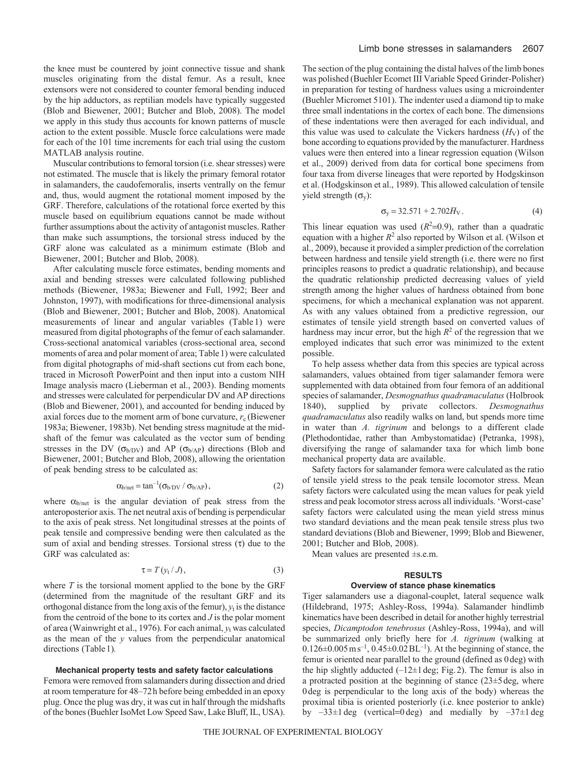the knee must be countered by joint connective tissue and shank muscles originating from the distal femur. As a result, knee extensors were not considered to counter femoral bending induced by the hip adductors, as reptilian models have typically suggested (Blob and Biewener, 2001; Butcher and Blob, 2008). The model we apply in this study thus accounts for known patterns of muscle action to the extent possible. Muscle force calculations were made for each of the 101 time increments for each trial using the custom MATLAB analysis routine.

Muscular contributions to femoral torsion (i.e. shear stresses) were not estimated. The muscle that is likely the primary femoral rotator in salamanders, the caudofemoralis, inserts ventrally on the femur and, thus, would augment the rotational moment imposed by the GRF. Therefore, calculations of the rotational force exerted by this muscle based on equilibrium equations cannot be made without further assumptions about the activity of antagonist muscles. Rather than make such assumptions, the torsional stress induced by the GRF alone was calculated as a minimum estimate (Blob and Biewener, 2001; Butcher and Blob, 2008).

After calculating muscle force estimates, bending moments and axial and bending stresses were calculated following published methods (Biewener, 1983a; Biewener and Full, 1992; Beer and Johnston, 1997), with modifications for three-dimensional analysis (Blob and Biewener, 2001; Butcher and Blob, 2008). Anatomical measurements of linear and angular variables (Table 1) were measured from digital photographs of the femur of each salamander. Cross-sectional anatomical variables (cross-sectional area, second moments of area and polar moment of area; Table 1) were calculated from digital photographs of mid-shaft sections cut from each bone, traced in Microsoft PowerPoint and then input into a custom NIH Image analysis macro (Lieberman et al., 2003). Bending moments and stresses were calculated for perpendicular DV and AP directions (Blob and Biewener, 2001), and accounted for bending induced by axial forces due to the moment arm of bone curvature, $r_c$ (Biewener 1983a; Biewener, 1983b). Net bending stress magnitude at the mid-shaft of the femur was calculated as the vector sum of bending stresses in the DV ($\sigma_{b/DV}$) and AP ($\sigma_{b/AP}$) directions (Blob and Biewener, 2001; Butcher and Blob, 2008), allowing the orientation of peak bending stress to be calculated as:

$$\alpha_{b/net} = \tan^{-1}(\sigma_{b/DV} / \sigma_{b/AP}), \qquad (2)$$

where $\alpha_{b/net}$ is the angular deviation of peak stress from the anteroposterior axis. The net neutral axis of bending is perpendicular to the axis of peak stress. Net longitudinal stresses at the points of peak tensile and compressive bending were then calculated as the sum of axial and bending stresses. Torsional stress ($\tau$) due to the GRF was calculated as:

$$\tau = T(y_t / J), \qquad (3)$$

where $T$ is the torsional moment applied to the bone by the GRF (determined from the magnitude of the resultant GRF and its orthogonal distance from the long axis of the femur), $y_t$ is the distance from the centroid of the bone to its cortex and $J$ is the polar moment of area (Wainwright et al., 1976). For each animal, $y_t$ was calculated as the mean of the $y$ values from the perpendicular anatomical directions (Table 1).

### Mechanical property tests and safety factor calculations

Femora were removed from salamanders during dissection and dried at room temperature for 48–72 h before being embedded in an epoxy plug. Once the plug was dry, it was cut in half through the midshafts of the bones (Buehler IsoMet Low Speed Saw, Lake Bluff, IL, USA). The section of the plug containing the distal halves of the limb bones was polished (Buehler Ecomet III Variable Speed Grinder-Polisher) in preparation for testing of hardness values using a microindenter (Buehler Micromet 5101). The indenter used a diamond tip to make three small indentations in the cortex of each bone. The dimensions of these indentations were then averaged for each individual, and this value was used to calculate the Vickers hardness ($H_V$) of the bone according to equations provided by the manufacturer. Hardness values were then entered into a linear regression equation (Wilson et al., 2009) derived from data for cortical bone specimens from four taxa from diverse lineages that were reported by Hodgskinson et al. (Hodgskinson et al., 1989). This allowed calculation of tensile yield strength ($\sigma_y$):

$$\sigma_y = 32.571 + 2.702\bar{H}_V. \qquad (4)$$

This linear equation was used ($R^2$=0.9), rather than a quadratic equation with a higher $R^2$ also reported by Wilson et al. (Wilson et al., 2009), because it provided a simpler prediction of the correlation between hardness and tensile yield strength (i.e. there were no first principles reasons to predict a quadratic relationship), and because the quadratic relationship predicted decreasing values of yield strength among the higher values of hardness obtained from bone specimens, for which a mechanical explanation was not apparent. As with any values obtained from a predictive regression, our estimates of tensile yield strength based on converted values of hardness may incur error, but the high $R^2$ of the regression that we employed indicates that such error was minimized to the extent possible.

To help assess whether data from this species are typical across salamanders, values obtained from tiger salamander femora were supplemented with data obtained from four femora of an additional species of salamander, *Desmognathus quadramaculatus* (Holbrook 1840), supplied by private collectors. *Desmognathus quadramaculatus* also readily walks on land, but spends more time in water than *A. tigrinum* and belongs to a different clade (Plethodontidae, rather than Ambystomatidae) (Petranka, 1998), diversifying the range of salamander taxa for which limb bone mechanical property data are available.

Safety factors for salamander femora were calculated as the ratio of tensile yield stress to the peak tensile locomotor stress. Mean safety factors were calculated using the mean values for peak yield stress and peak locomotor stress across all individuals. 'Worst-case' safety factors were calculated using the mean yield stress minus two standard deviations and the mean peak tensile stress plus two standard deviations (Blob and Biewener, 1999; Blob and Biewener, 2001; Butcher and Blob, 2008).

Mean values are presented ±s.e.m.

## RESULTS

### Overview of stance phase kinematics

Tiger salamanders use a diagonal-couplet, lateral sequence walk (Hildebrand, 1975; Ashley-Ross, 1994a). Salamander hindlimb kinematics have been described in detail for another highly terrestrial species, *Dicamptodon tenebrosus* (Ashley-Ross, 1994a), and will be summarized only briefly here for *A. tigrinum* (walking at 0.126±0.005 m s$^{-1}$, 0.45±0.02 BL$^{-1}$). At the beginning of stance, the femur is oriented near parallel to the ground (defined as 0 deg) with the hip slightly adducted (–12±1 deg; Fig. 2). The femur is also in a protracted position at the beginning of stance (23±5 deg, where 0 deg is perpendicular to the long axis of the body) whereas the proximal tibia is oriented posteriorly (i.e. knee posterior to ankle) by –33±1 deg (vertical=0 deg) and medially by –37±1 deg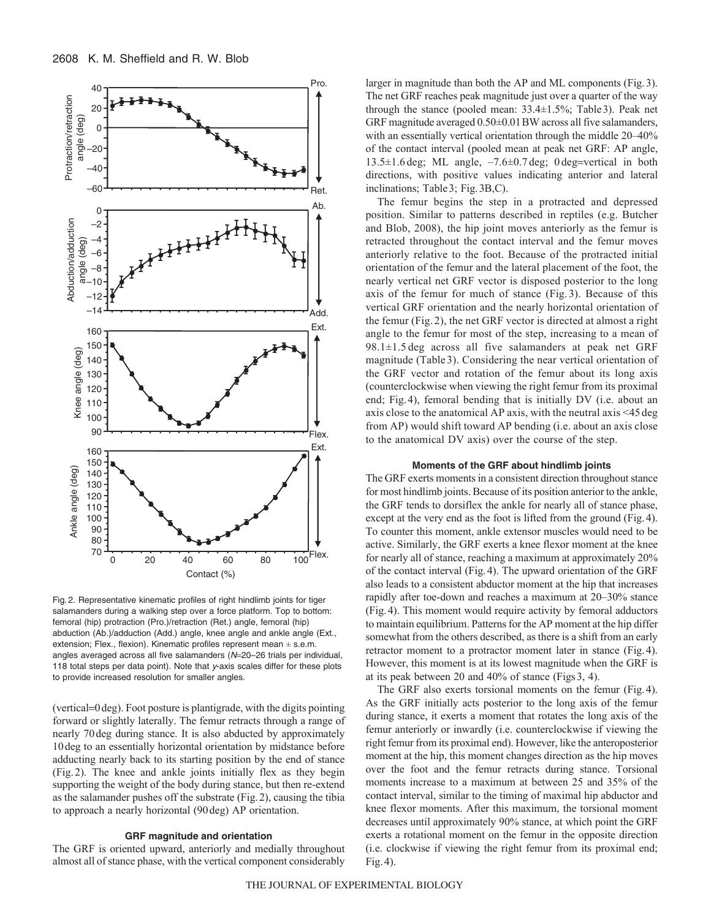Fig. 2. Representative kinematic profiles of right hindlimb joints for tiger salamanders during a walking step over a force platform. Top to bottom: femoral (hip) protraction (Pro.)/retraction (Ret.) angle, femoral (hip) abduction (Ab.)/adduction (Add.) angle, knee angle and ankle angle (Ext., extension; Flex., flexion). Kinematic profiles represent mean ± s.e.m. angles averaged across all five salamanders ($N$=20–26 trials per individual, 118 total steps per data point). Note that $y$-axis scales differ for these plots to provide increased resolution for smaller angles.

(vertical=0 deg). Foot posture is plantigrade, with the digits pointing forward or slightly laterally. The femur retracts through a range of nearly 70 deg during stance. It is also abducted by approximately 10 deg to an essentially horizontal orientation by midstance before adducting nearly back to its starting position by the end of stance (Fig. 2). The knee and ankle joints initially flex as they begin supporting the weight of the body during stance, but then re-extend as the salamander pushes off the substrate (Fig. 2), causing the tibia to approach a nearly horizontal (90 deg) AP orientation.

### GRF magnitude and orientation

The GRF is oriented upward, anteriorly and medially throughout almost all of stance phase, with the vertical component considerably larger in magnitude than both the AP and ML components (Fig. 3). The net GRF reaches peak magnitude just over a quarter of the way through the stance (pooled mean: 33.4±1.5%; Table 3). Peak net GRF magnitude averaged 0.50±0.01 BW across all five salamanders, with an essentially vertical orientation through the middle 20–40% of the contact interval (pooled mean at peak net GRF: AP angle, 13.5±1.6 deg; ML angle, –7.6±0.7 deg; 0 deg=vertical in both directions, with positive values indicating anterior and lateral inclinations; Table 3; Fig. 3B,C).

The femur begins the step in a protracted and depressed position. Similar to patterns described in reptiles (e.g. Butcher and Blob, 2008), the hip joint moves anteriorly as the femur is retracted throughout the contact interval and the femur moves anteriorly relative to the foot. Because of the protracted initial orientation of the femur and the lateral placement of the foot, the nearly vertical net GRF vector is disposed posterior to the long axis of the femur for much of stance (Fig. 3). Because of this vertical GRF orientation and the nearly horizontal orientation of the femur (Fig. 2), the net GRF vector is directed at almost a right angle to the femur for most of the step, increasing to a mean of 98.1±1.5 deg across all five salamanders at peak net GRF magnitude (Table 3). Considering the near vertical orientation of the GRF vector and rotation of the femur about its long axis (counterclockwise when viewing the right femur from its proximal end; Fig. 4), femoral bending that is initially DV (i.e. about an axis close to the anatomical AP axis, with the neutral axis <45 deg from AP) would shift toward AP bending (i.e. about an axis close to the anatomical DV axis) over the course of the step.

### Moments of the GRF about hindlimb joints

The GRF exerts moments in a consistent direction throughout stance for most hindlimb joints. Because of its position anterior to the ankle, the GRF tends to dorsiflex the ankle for nearly all of stance phase, except at the very end as the foot is lifted from the ground (Fig. 4). To counter this moment, ankle extensor muscles would need to be active. Similarly, the GRF exerts a knee flexor moment at the knee for nearly all of stance, reaching a maximum at approximately 20% of the contact interval (Fig. 4). The upward orientation of the GRF also leads to a consistent abductor moment at the hip that increases rapidly after toe-down and reaches a maximum at 20–30% stance (Fig. 4). This moment would require activity by femoral adductors to maintain equilibrium. Patterns for the AP moment at the hip differ somewhat from the others described, as there is a shift from an early retractor moment to a protractor moment later in stance (Fig. 4). However, this moment is at its lowest magnitude when the GRF is at its peak between 20 and 40% of stance (Figs 3, 4).

The GRF also exerts torsional moments on the femur (Fig. 4). As the GRF initially acts posterior to the long axis of the femur during stance, it exerts a moment that rotates the long axis of the femur anteriorly or inwardly (i.e. counterclockwise if viewing the right femur from its proximal end). However, like the anteroposterior moment at the hip, this moment changes direction as the hip moves over the foot and the femur retracts during stance. Torsional moments increase to a maximum at between 25 and 35% of the contact interval, similar to the timing of maximal hip abductor and knee flexor moments. After this maximum, the torsional moment decreases until approximately 90% stance, at which point the GRF exerts a rotational moment on the femur in the opposite direction (i.e. clockwise if viewing the right femur from its proximal end; Fig. 4).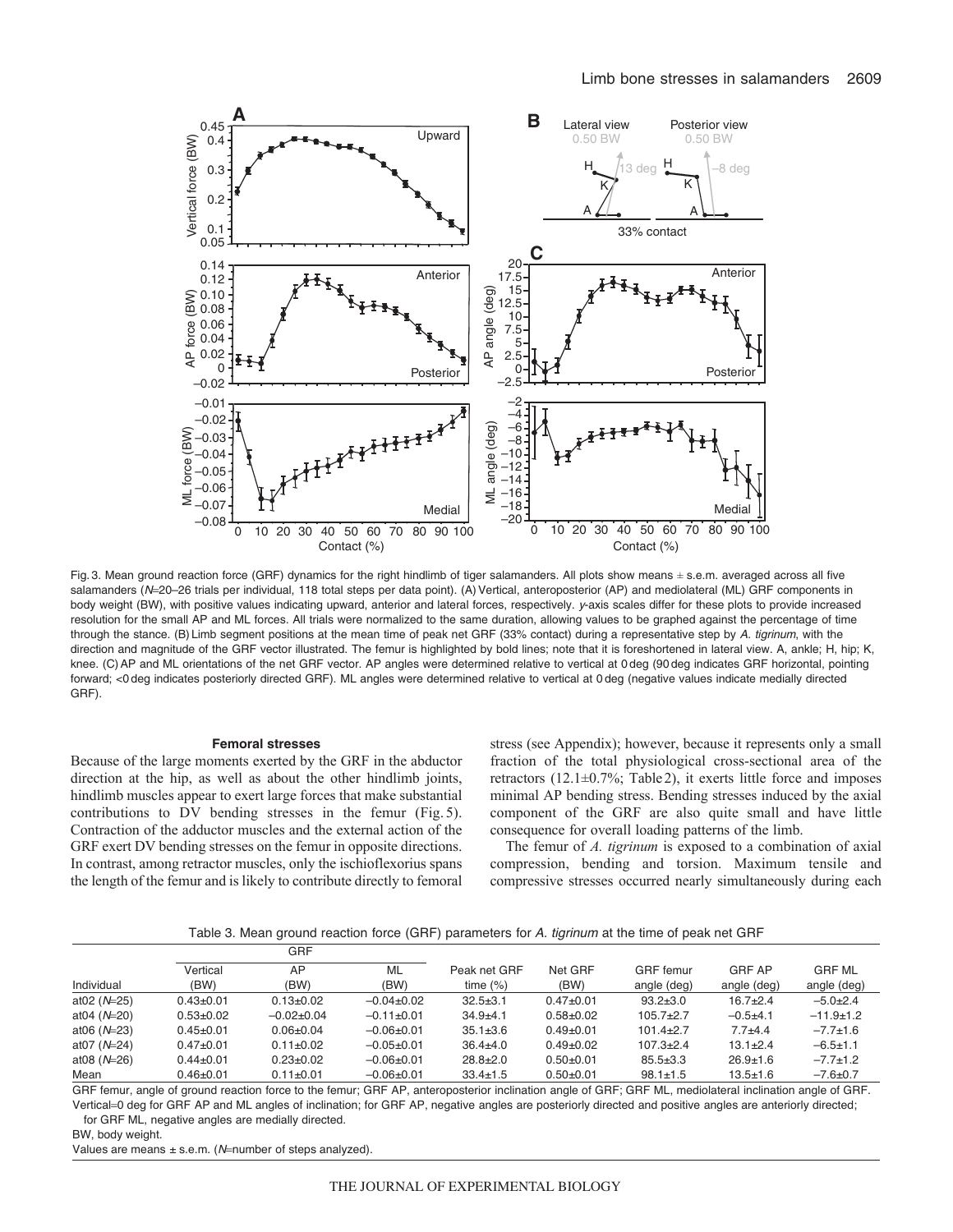Fig. 3. Mean ground reaction force (GRF) dynamics for the right hindlimb of tiger salamanders. All plots show means ± s.e.m. averaged across all five salamanders ($N$=20–26 trials per individual, 118 total steps per data point). (A) Vertical, anteroposterior (AP) and mediolateral (ML) GRF components in body weight (BW), with positive values indicating upward, anterior and lateral forces, respectively. $y$-axis scales differ for these plots to provide increased resolution for the small AP and ML forces. All trials were normalized to the same duration, allowing values to be graphed against the percentage of time through the stance. (B) Limb segment positions at the mean time of peak net GRF (33% contact) during a representative step by *A. tigrinum*, with the direction and magnitude of the GRF vector illustrated. The femur is highlighted by bold lines; note that it is foreshortened in lateral view. A, ankle; H, hip; K, knee. (C) AP and ML orientations of the net GRF vector. AP angles were determined relative to vertical at 0 deg (90 deg indicates GRF horizontal, pointing forward; <0 deg indicates posteriorly directed GRF). ML angles were determined relative to vertical at 0 deg (negative values indicate medially directed GRF).

### Femoral stresses

Because of the large moments exerted by the GRF in the abductor direction at the hip, as well as about the other hindlimb joints, hindlimb muscles appear to exert large forces that make substantial contributions to DV bending stresses in the femur (Fig. 5). Contraction of the adductor muscles and the external action of the GRF exert DV bending stresses on the femur in opposite directions. In contrast, among retractor muscles, only the ischioflexorius spans the length of the femur and is likely to contribute directly to femoral stress (see Appendix); however, because it represents only a small fraction of the total physiological cross-sectional area of the retractors (12.1±0.7%; Table 2), it exerts little force and imposes minimal AP bending stress. Bending stresses induced by the axial component of the GRF are also quite small and have little consequence for overall loading patterns of the limb.

The femur of *A. tigrinum* is exposed to a combination of axial compression, bending and torsion. Maximum tensile and compressive stresses occurred nearly simultaneously during each

Table 3. Mean ground reaction force (GRF) parameters for *A. tigrinum* at the time of peak net GRF

| | GRF | | | | | | | |
|---|---|---|---|---|---|---|---|---|
| Individual | Vertical (BW) | AP (BW) | ML (BW) | Peak net GRF time (%) | Net GRF (BW) | GRF femur angle (deg) | GRF AP angle (deg) | GRF ML angle (deg) |
| at02 ($N$=25) | 0.43±0.01 | 0.13±0.02 | −0.04±0.02 | 32.5±3.1 | 0.47±0.01 | 93.2±3.0 | 16.7±2.4 | −5.0±2.4 |
| at04 ($N$=20) | 0.53±0.02 | −0.02±0.04 | −0.11±0.01 | 34.9±4.1 | 0.58±0.02 | 105.7±2.7 | −0.5±4.1 | −11.9±1.2 |
| at06 ($N$=23) | 0.45±0.01 | 0.06±0.04 | −0.06±0.01 | 35.1±3.6 | 0.49±0.01 | 101.4±2.7 | 7.7±4.4 | −7.7±1.6 |
| at07 ($N$=24) | 0.47±0.01 | 0.11±0.02 | −0.05±0.01 | 36.4±4.0 | 0.49±0.02 | 107.3±2.4 | 13.1±2.4 | −6.5±1.1 |
| at08 ($N$=26) | 0.44±0.01 | 0.23±0.02 | −0.06±0.01 | 28.8±2.0 | 0.50±0.01 | 85.5±3.3 | 26.9±1.6 | −7.7±1.2 |
| Mean | 0.46±0.01 | 0.11±0.01 | −0.06±0.01 | 33.4±1.5 | 0.50±0.01 | 98.1±1.5 | 13.5±1.6 | −7.6±0.7 |

GRF femur, angle of ground reaction force to the femur; GRF AP, anteroposterior inclination angle of GRF; GRF ML, mediolateral inclination angle of GRF. Vertical=0 deg for GRF AP and ML angles of inclination; for GRF AP, negative angles are posteriorly directed and positive angles are anteriorly directed; for GRF ML, negative angles are medially directed.

BW, body weight.

Values are means ± s.e.m. ($N$=number of steps analyzed).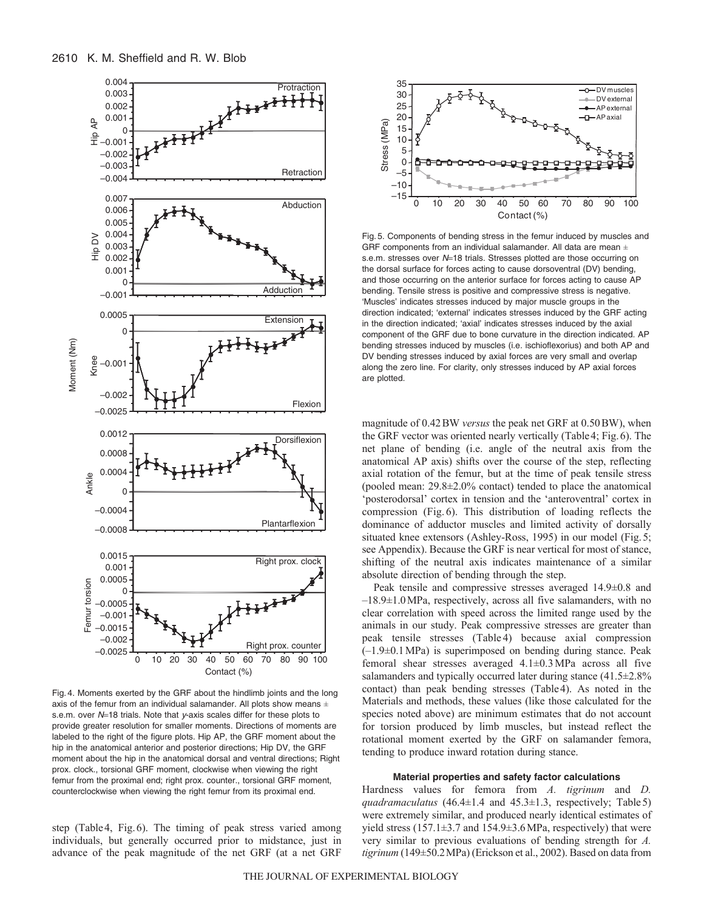Fig. 4. Moments exerted by the GRF about the hindlimb joints and the long axis of the femur from an individual salamander. All plots show means ± s.e.m. over $N$=18 trials. Note that $y$-axis scales differ for these plots to provide greater resolution for smaller moments. Directions of moments are labeled to the right of the figure plots. Hip AP, the GRF moment about the hip in the anatomical anterior and posterior directions; Hip DV, the GRF moment about the hip in the anatomical dorsal and ventral directions; Right prox. clock., torsional GRF moment, clockwise when viewing the right femur from the proximal end; right prox. counter., torsional GRF moment, counterclockwise when viewing the right femur from its proximal end.

step (Table 4, Fig. 6). The timing of peak stress varied among individuals, but generally occurred prior to midstance, just in advance of the peak magnitude of the net GRF (at a net GRF

Fig. 5. Components of bending stress in the femur induced by muscles and GRF components from an individual salamander. All data are mean ± s.e.m. stresses over $N$=18 trials. Stresses plotted are those occurring on the dorsal surface for forces acting to cause dorsoventral (DV) bending, and those occurring on the anterior surface for forces acting to cause AP bending. Tensile stress is positive and compressive stress is negative. 'Muscles' indicates stresses induced by major muscle groups in the direction indicated; 'external' indicates stresses induced by the GRF acting in the direction indicated; 'axial' indicates stresses induced by the axial component of the GRF due to bone curvature in the direction indicated. AP bending stresses induced by muscles (i.e. ischioflexorius) and both AP and DV bending stresses induced by axial forces are very small and overlap along the zero line. For clarity, only stresses induced by AP axial forces are plotted.

magnitude of 0.42 BW *versus* the peak net GRF at 0.50 BW), when the GRF vector was oriented nearly vertically (Table 4; Fig. 6). The net plane of bending (i.e. angle of the neutral axis from the anatomical AP axis) shifts over the course of the step, reflecting axial rotation of the femur, but at the time of peak tensile stress (pooled mean: 29.8±2.0% contact) tended to place the anatomical 'posterodorsal' cortex in tension and the 'anteroventral' cortex in compression (Fig. 6). This distribution of loading reflects the dominance of adductor muscles and limited activity of dorsally situated knee extensors (Ashley-Ross, 1995) in our model (Fig. 5; see Appendix). Because the GRF is near vertical for most of stance, shifting of the neutral axis indicates maintenance of a similar absolute direction of bending through the step.

Peak tensile and compressive stresses averaged 14.9±0.8 and –18.9±1.0 MPa, respectively, across all five salamanders, with no clear correlation with speed across the limited range used by the animals in our study. Peak compressive stresses are greater than peak tensile stresses (Table 4) because axial compression (–1.9±0.1 MPa) is superimposed on bending during stance. Peak femoral shear stresses averaged 4.1±0.3 MPa across all five salamanders and typically occurred later during stance (41.5±2.8% contact) than peak bending stresses (Table 4). As noted in the Materials and methods, these values (like those calculated for the species noted above) are minimum estimates that do not account for torsion produced by limb muscles, but instead reflect the rotational moment exerted by the GRF on salamander femora, tending to produce inward rotation during stance.

#### Material properties and safety factor calculations

Hardness values for femora from *A. tigrinum* and *D. quadramaculatus* (46.4±1.4 and 45.3±1.3, respectively; Table 5) were extremely similar, and produced nearly identical estimates of yield stress (157.1±3.7 and 154.9±3.6 MPa, respectively) that were very similar to previous evaluations of bending strength for *A. tigrinum* (149±50.2 MPa) (Erickson et al., 2002). Based on data from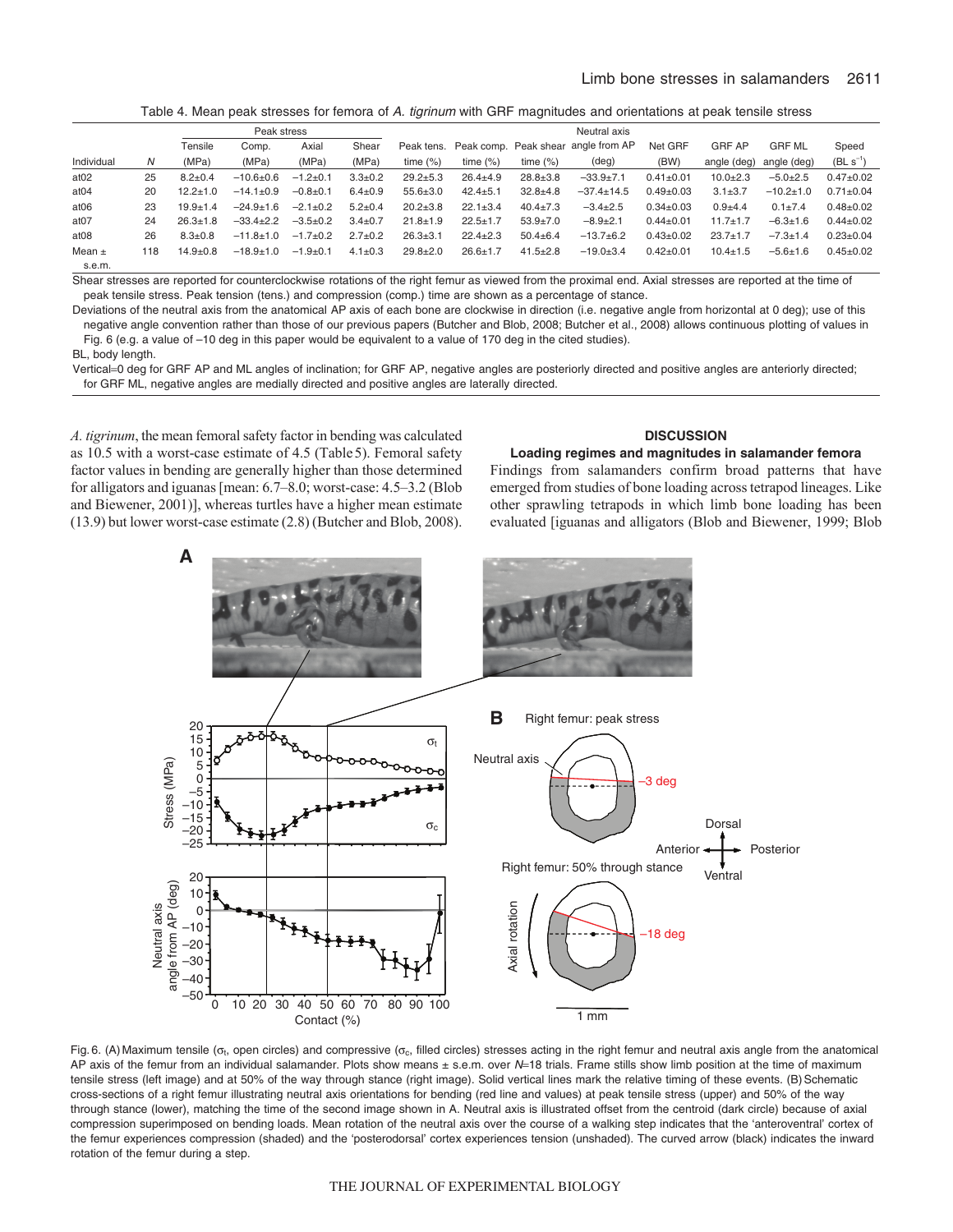Table 4. Mean peak stresses for femora of *A. tigrinum* with GRF magnitudes and orientations at peak tensile stress

| Individual | *N* | Peak stress Tensile (MPa) | Comp. (MPa) | Axial (MPa) | Shear (MPa) | Peak tens. time (%) | Peak comp. time (%) | Peak shear time (%) | Neutral axis angle from AP (deg) | Net GRF (BW) | GRF AP angle (deg) | GRF ML angle (deg) | Speed ($BL\ s^{-1}$) |
|---|---|---|---|---|---|---|---|---|---|---|---|---|---|
| at02 | 25 | 8.2±0.4 | −10.6±0.6 | −1.2±0.1 | 3.3±0.2 | 29.2±5.3 | 26.4±4.9 | 28.8±3.8 | −33.9±7.1 | 0.41±0.01 | 10.0±2.3 | −5.0±2.5 | 0.47±0.02 |
| at04 | 20 | 12.2±1.0 | −14.1±0.9 | −0.8±0.1 | 6.4±0.9 | 55.6±3.0 | 42.4±5.1 | 32.8±4.8 | −37.4±14.5 | 0.49±0.03 | 3.1±3.7 | −10.2±1.0 | 0.71±0.04 |
| at06 | 23 | 19.9±1.4 | −24.9±1.6 | −2.1±0.2 | 5.2±0.4 | 20.2±3.8 | 22.1±3.4 | 40.4±7.3 | −3.4±2.5 | 0.34±0.03 | 0.9±4.4 | 0.1±7.4 | 0.48±0.02 |
| at07 | 24 | 26.3±1.8 | −33.4±2.2 | −3.5±0.2 | 3.4±0.7 | 21.8±1.9 | 22.5±1.7 | 53.9±7.0 | −8.9±2.1 | 0.44±0.01 | 11.7±1.7 | −6.3±1.6 | 0.44±0.02 |
| at08 | 26 | 8.3±0.8 | −11.8±1.0 | −1.7±0.2 | 2.7±0.2 | 26.3±3.1 | 22.4±2.3 | 50.4±6.4 | −13.7±6.2 | 0.43±0.02 | 23.7±1.7 | −7.3±1.4 | 0.23±0.04 |
| Mean ± s.e.m. | 118 | 14.9±0.8 | −18.9±1.0 | −1.9±0.1 | 4.1±0.3 | 29.8±2.0 | 26.6±1.7 | 41.5±2.8 | −19.0±3.4 | 0.42±0.01 | 10.4±1.5 | −5.6±1.6 | 0.45±0.02 |

Shear stresses are reported for counterclockwise rotations of the right femur as viewed from the proximal end. Axial stresses are reported at the time of peak tensile stress. Peak tension (tens.) and compression (comp.) time are shown as a percentage of stance.

Deviations of the neutral axis from the anatomical AP axis of each bone are clockwise in direction (i.e. negative angle from horizontal at 0 deg); use of this negative angle convention rather than those of our previous papers (Butcher and Blob, 2008; Butcher et al., 2008) allows continuous plotting of values in Fig. 6 (e.g. a value of –10 deg in this paper would be equivalent to a value of 170 deg in the cited studies).

BL, body length.

Vertical=0 deg for GRF AP and ML angles of inclination; for GRF AP, negative angles are posteriorly directed and positive angles are anteriorly directed; for GRF ML, negative angles are medially directed and positive angles are laterally directed.

*A. tigrinum*, the mean femoral safety factor in bending was calculated as 10.5 with a worst-case estimate of 4.5 (Table 5). Femoral safety factor values in bending are generally higher than those determined for alligators and iguanas [mean: 6.7–8.0; worst-case: 4.5–3.2 (Blob and Biewener, 2001)], whereas turtles have a higher mean estimate (13.9) but lower worst-case estimate (2.8) (Butcher and Blob, 2008).

## DISCUSSION

### Loading regimes and magnitudes in salamander femora

Findings from salamanders confirm broad patterns that have emerged from studies of bone loading across tetrapod lineages. Like other sprawling tetrapods in which limb bone loading has been evaluated [iguanas and alligators (Blob and Biewener, 1999; Blob

Fig. 6. (A) Maximum tensile ($\sigma_t$, open circles) and compressive ($\sigma_c$, filled circles) stresses acting in the right femur and neutral axis angle from the anatomical AP axis of the femur from an individual salamander. Plots show means ± s.e.m. over *N*=18 trials. Frame stills show limb position at the time of maximum tensile stress (left image) and at 50% of the way through stance (right image). Solid vertical lines mark the relative timing of these events. (B) Schematic cross-sections of a right femur illustrating neutral axis orientations for bending (red line and values) at peak tensile stress (upper) and 50% of the way through stance (lower), matching the time of the second image shown in A. Neutral axis is illustrated offset from the centroid (dark circle) because of axial compression superimposed on bending loads. Mean rotation of the neutral axis over the course of a walking step indicates that the 'anteroventral' cortex of the femur experiences compression (shaded) and the 'posterodorsal' cortex experiences tension (unshaded). The curved arrow (black) indicates the inward rotation of the femur during a step.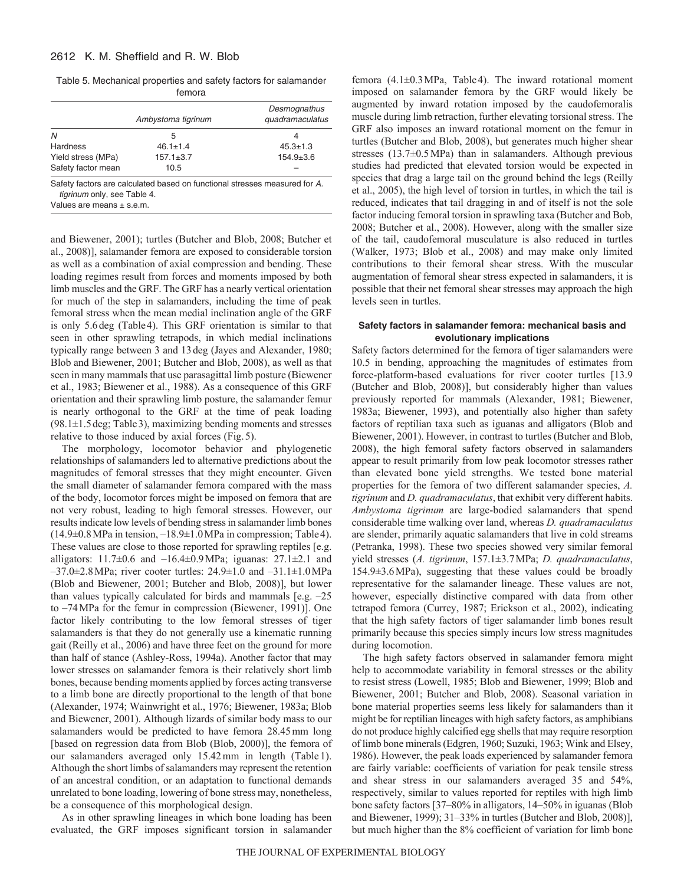Table 5. Mechanical properties and safety factors for salamander femora

| | *Ambystoma tigrinum* | *Desmognathus quadramaculatus* |
|---|---|---|
| *N* | 5 | 4 |
| Hardness | 46.1±1.4 | 45.3±1.3 |
| Yield stress (MPa) | 157.1±3.7 | 154.9±3.6 |
| Safety factor mean | 10.5 | – |

Safety factors are calculated based on functional stresses measured for *A. tigrinum* only, see Table 4.

Values are means ± s.e.m.

and Biewener, 2001); turtles (Butcher and Blob, 2008; Butcher et al., 2008)], salamander femora are exposed to considerable torsion as well as a combination of axial compression and bending. These loading regimes result from forces and moments imposed by both limb muscles and the GRF. The GRF has a nearly vertical orientation for much of the step in salamanders, including the time of peak femoral stress when the mean medial inclination angle of the GRF is only 5.6 deg (Table 4). This GRF orientation is similar to that seen in other sprawling tetrapods, in which medial inclinations typically range between 3 and 13 deg (Jayes and Alexander, 1980; Blob and Biewener, 2001; Butcher and Blob, 2008), as well as that seen in many mammals that use parasagittal limb posture (Biewener et al., 1983; Biewener et al., 1988). As a consequence of this GRF orientation and their sprawling limb posture, the salamander femur is nearly orthogonal to the GRF at the time of peak loading (98.1±1.5 deg; Table 3), maximizing bending moments and stresses relative to those induced by axial forces (Fig. 5).

The morphology, locomotor behavior and phylogenetic relationships of salamanders led to alternative predictions about the magnitudes of femoral stresses that they might encounter. Given the small diameter of salamander femora compared with the mass of the body, locomotor forces might be imposed on femora that are not very robust, leading to high femoral stresses. However, our results indicate low levels of bending stress in salamander limb bones (14.9±0.8 MPa in tension, –18.9±1.0 MPa in compression; Table 4). These values are close to those reported for sprawling reptiles [e.g. alligators: 11.7±0.6 and –16.4±0.9 MPa; iguanas: 27.1±2.1 and –37.0±2.8 MPa; river cooter turtles: 24.9±1.0 and –31.1±1.0 MPa (Blob and Biewener, 2001; Butcher and Blob, 2008)], but lower than values typically calculated for birds and mammals [e.g. –25 to –74 MPa for the femur in compression (Biewener, 1991)]. One factor likely contributing to the low femoral stresses of tiger salamanders is that they do not generally use a kinematic running gait (Reilly et al., 2006) and have three feet on the ground for more than half of stance (Ashley-Ross, 1994a). Another factor that may lower stresses on salamander femora is their relatively short limb bones, because bending moments applied by forces acting transverse to a limb bone are directly proportional to the length of that bone (Alexander, 1974; Wainwright et al., 1976; Biewener, 1983a; Blob and Biewener, 2001). Although lizards of similar body mass to our salamanders would be predicted to have femora 28.45 mm long [based on regression data from Blob (Blob, 2000)], the femora of our salamanders averaged only 15.42 mm in length (Table 1). Although the short limbs of salamanders may represent the retention of an ancestral condition, or an adaptation to functional demands unrelated to bone loading, lowering of bone stress may, nonetheless, be a consequence of this morphological design.

As in other sprawling lineages in which bone loading has been evaluated, the GRF imposes significant torsion in salamander femora (4.1±0.3 MPa, Table 4). The inward rotational moment imposed on salamander femora by the GRF would likely be augmented by inward rotation imposed by the caudofemoralis muscle during limb retraction, further elevating torsional stress. The GRF also imposes an inward rotational moment on the femur in turtles (Butcher and Blob, 2008), but generates much higher shear stresses (13.7±0.5 MPa) than in salamanders. Although previous studies had predicted that elevated torsion would be expected in species that drag a large tail on the ground behind the legs (Reilly et al., 2005), the high level of torsion in turtles, in which the tail is reduced, indicates that tail dragging in and of itself is not the sole factor inducing femoral torsion in sprawling taxa (Butcher and Bob, 2008; Butcher et al., 2008). However, along with the smaller size of the tail, caudofemoral musculature is also reduced in turtles (Walker, 1973; Blob et al., 2008) and may make only limited contributions to their femoral shear stress. With the muscular augmentation of femoral shear stress expected in salamanders, it is possible that their net femoral shear stresses may approach the high levels seen in turtles.

### Safety factors in salamander femora: mechanical basis and evolutionary implications

Safety factors determined for the femora of tiger salamanders were 10.5 in bending, approaching the magnitudes of estimates from force-platform-based evaluations for river cooter turtles [13.9 (Butcher and Blob, 2008)], but considerably higher than values previously reported for mammals (Alexander, 1981; Biewener, 1983a; Biewener, 1993), and potentially also higher than safety factors of reptilian taxa such as iguanas and alligators (Blob and Biewener, 2001). However, in contrast to turtles (Butcher and Blob, 2008), the high femoral safety factors observed in salamanders appear to result primarily from low peak locomotor stresses rather than elevated bone yield strengths. We tested bone material properties for the femora of two different salamander species, *A. tigrinum* and *D. quadramaculatus*, that exhibit very different habits. *Ambystoma tigrinum* are large-bodied salamanders that spend considerable time walking over land, whereas *D. quadramaculatus* are slender, primarily aquatic salamanders that live in cold streams (Petranka, 1998). These two species showed very similar femoral yield stresses (*A. tigrinum*, 157.1±3.7 MPa; *D. quadramaculatus*, 154.9±3.6 MPa), suggesting that these values could be broadly representative for the salamander lineage. These values are not, however, especially distinctive compared with data from other tetrapod femora (Currey, 1987; Erickson et al., 2002), indicating that the high safety factors of tiger salamander limb bones result primarily because this species simply incurs low stress magnitudes during locomotion.

The high safety factors observed in salamander femora might help to accommodate variability in femoral stresses or the ability to resist stress (Lowell, 1985; Blob and Biewener, 1999; Blob and Biewener, 2001; Butcher and Blob, 2008). Seasonal variation in bone material properties seems less likely for salamanders than it might be for reptilian lineages with high safety factors, as amphibians do not produce highly calcified egg shells that may require resorption of limb bone minerals (Edgren, 1960; Suzuki, 1963; Wink and Elsey, 1986). However, the peak loads experienced by salamander femora are fairly variable: coefficients of variation for peak tensile stress and shear stress in our salamanders averaged 35 and 54%, respectively, similar to values reported for reptiles with high limb bone safety factors [37–80% in alligators, 14–50% in iguanas (Blob and Biewener, 1999); 31–33% in turtles (Butcher and Blob, 2008)], but much higher than the 8% coefficient of variation for limb bone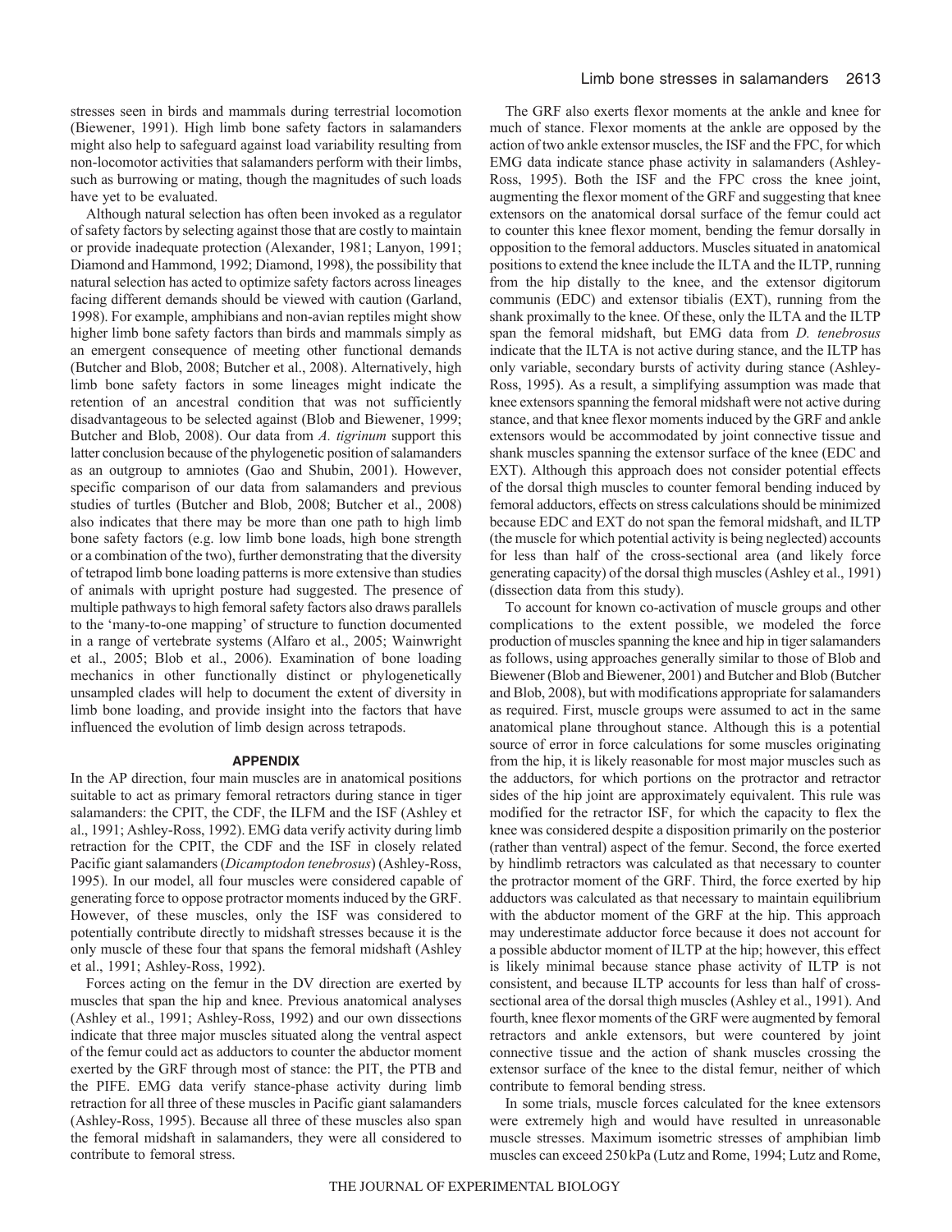stresses seen in birds and mammals during terrestrial locomotion (Biewener, 1991). High limb bone safety factors in salamanders might also help to safeguard against load variability resulting from non-locomotor activities that salamanders perform with their limbs, such as burrowing or mating, though the magnitudes of such loads have yet to be evaluated.

Although natural selection has often been invoked as a regulator of safety factors by selecting against those that are costly to maintain or provide inadequate protection (Alexander, 1981; Lanyon, 1991; Diamond and Hammond, 1992; Diamond, 1998), the possibility that natural selection has acted to optimize safety factors across lineages facing different demands should be viewed with caution (Garland, 1998). For example, amphibians and non-avian reptiles might show higher limb bone safety factors than birds and mammals simply as an emergent consequence of meeting other functional demands (Butcher and Blob, 2008; Butcher et al., 2008). Alternatively, high limb bone safety factors in some lineages might indicate the retention of an ancestral condition that was not sufficiently disadvantageous to be selected against (Blob and Biewener, 1999; Butcher and Blob, 2008). Our data from *A. tigrinum* support this latter conclusion because of the phylogenetic position of salamanders as an outgroup to amniotes (Gao and Shubin, 2001). However, specific comparison of our data from salamanders and previous studies of turtles (Butcher and Blob, 2008; Butcher et al., 2008) also indicates that there may be more than one path to high limb bone safety factors (e.g. low limb bone loads, high bone strength or a combination of the two), further demonstrating that the diversity of tetrapod limb bone loading patterns is more extensive than studies of animals with upright posture had suggested. The presence of multiple pathways to high femoral safety factors also draws parallels to the 'many-to-one mapping' of structure to function documented in a range of vertebrate systems (Alfaro et al., 2005; Wainwright et al., 2005; Blob et al., 2006). Examination of bone loading mechanics in other functionally distinct or phylogenetically unsampled clades will help to document the extent of diversity in limb bone loading, and provide insight into the factors that have influenced the evolution of limb design across tetrapods.

## APPENDIX

In the AP direction, four main muscles are in anatomical positions suitable to act as primary femoral retractors during stance in tiger salamanders: the CPIT, the CDF, the ILFM and the ISF (Ashley et al., 1991; Ashley-Ross, 1992). EMG data verify activity during limb retraction for the CPIT, the CDF and the ISF in closely related Pacific giant salamanders (*Dicamptodon tenebrosus*) (Ashley-Ross, 1995). In our model, all four muscles were considered capable of generating force to oppose protractor moments induced by the GRF. However, of these muscles, only the ISF was considered to potentially contribute directly to midshaft stresses because it is the only muscle of these four that spans the femoral midshaft (Ashley et al., 1991; Ashley-Ross, 1992).

Forces acting on the femur in the DV direction are exerted by muscles that span the hip and knee. Previous anatomical analyses (Ashley et al., 1991; Ashley-Ross, 1992) and our own dissections indicate that three major muscles situated along the ventral aspect of the femur could act as adductors to counter the abductor moment exerted by the GRF through most of stance: the PIT, the PTB and the PIFE. EMG data verify stance-phase activity during limb retraction for all three of these muscles in Pacific giant salamanders (Ashley-Ross, 1995). Because all three of these muscles also span the femoral midshaft in salamanders, they were all considered to contribute to femoral stress.

The GRF also exerts flexor moments at the ankle and knee for much of stance. Flexor moments at the ankle are opposed by the action of two ankle extensor muscles, the ISF and the FPC, for which EMG data indicate stance phase activity in salamanders (Ashley-Ross, 1995). Both the ISF and the FPC cross the knee joint, augmenting the flexor moment of the GRF and suggesting that knee extensors on the anatomical dorsal surface of the femur could act to counter this knee flexor moment, bending the femur dorsally in opposition to the femoral adductors. Muscles situated in anatomical positions to extend the knee include the ILTA and the ILTP, running from the hip distally to the knee, and the extensor digitorum communis (EDC) and extensor tibialis (EXT), running from the shank proximally to the knee. Of these, only the ILTA and the ILTP span the femoral midshaft, but EMG data from *D. tenebrosus* indicate that the ILTA is not active during stance, and the ILTP has only variable, secondary bursts of activity during stance (Ashley-Ross, 1995). As a result, a simplifying assumption was made that knee extensors spanning the femoral midshaft were not active during stance, and that knee flexor moments induced by the GRF and ankle extensors would be accommodated by joint connective tissue and shank muscles spanning the extensor surface of the knee (EDC and EXT). Although this approach does not consider potential effects of the dorsal thigh muscles to counter femoral bending induced by femoral adductors, effects on stress calculations should be minimized because EDC and EXT do not span the femoral midshaft, and ILTP (the muscle for which potential activity is being neglected) accounts for less than half of the cross-sectional area (and likely force generating capacity) of the dorsal thigh muscles (Ashley et al., 1991) (dissection data from this study).

To account for known co-activation of muscle groups and other complications to the extent possible, we modeled the force production of muscles spanning the knee and hip in tiger salamanders as follows, using approaches generally similar to those of Blob and Biewener (Blob and Biewener, 2001) and Butcher and Blob (Butcher and Blob, 2008), but with modifications appropriate for salamanders as required. First, muscle groups were assumed to act in the same anatomical plane throughout stance. Although this is a potential source of error in force calculations for some muscles originating from the hip, it is likely reasonable for most major muscles such as the adductors, for which portions on the protractor and retractor sides of the hip joint are approximately equivalent. This rule was modified for the retractor ISF, for which the capacity to flex the knee was considered despite a disposition primarily on the posterior (rather than ventral) aspect of the femur. Second, the force exerted by hindlimb retractors was calculated as that necessary to counter the protractor moment of the GRF. Third, the force exerted by hip adductors was calculated as that necessary to maintain equilibrium with the abductor moment of the GRF at the hip. This approach may underestimate adductor force because it does not account for a possible abductor moment of ILTP at the hip; however, this effect is likely minimal because stance phase activity of ILTP is not consistent, and because ILTP accounts for less than half of cross-sectional area of the dorsal thigh muscles (Ashley et al., 1991). And fourth, knee flexor moments of the GRF were augmented by femoral retractors and ankle extensors, but were countered by joint connective tissue and the action of shank muscles crossing the extensor surface of the knee to the distal femur, neither of which contribute to femoral bending stress.

In some trials, muscle forces calculated for the knee extensors were extremely high and would have resulted in unreasonable muscle stresses. Maximum isometric stresses of amphibian limb muscles can exceed 250 kPa (Lutz and Rome, 1994; Lutz and Rome,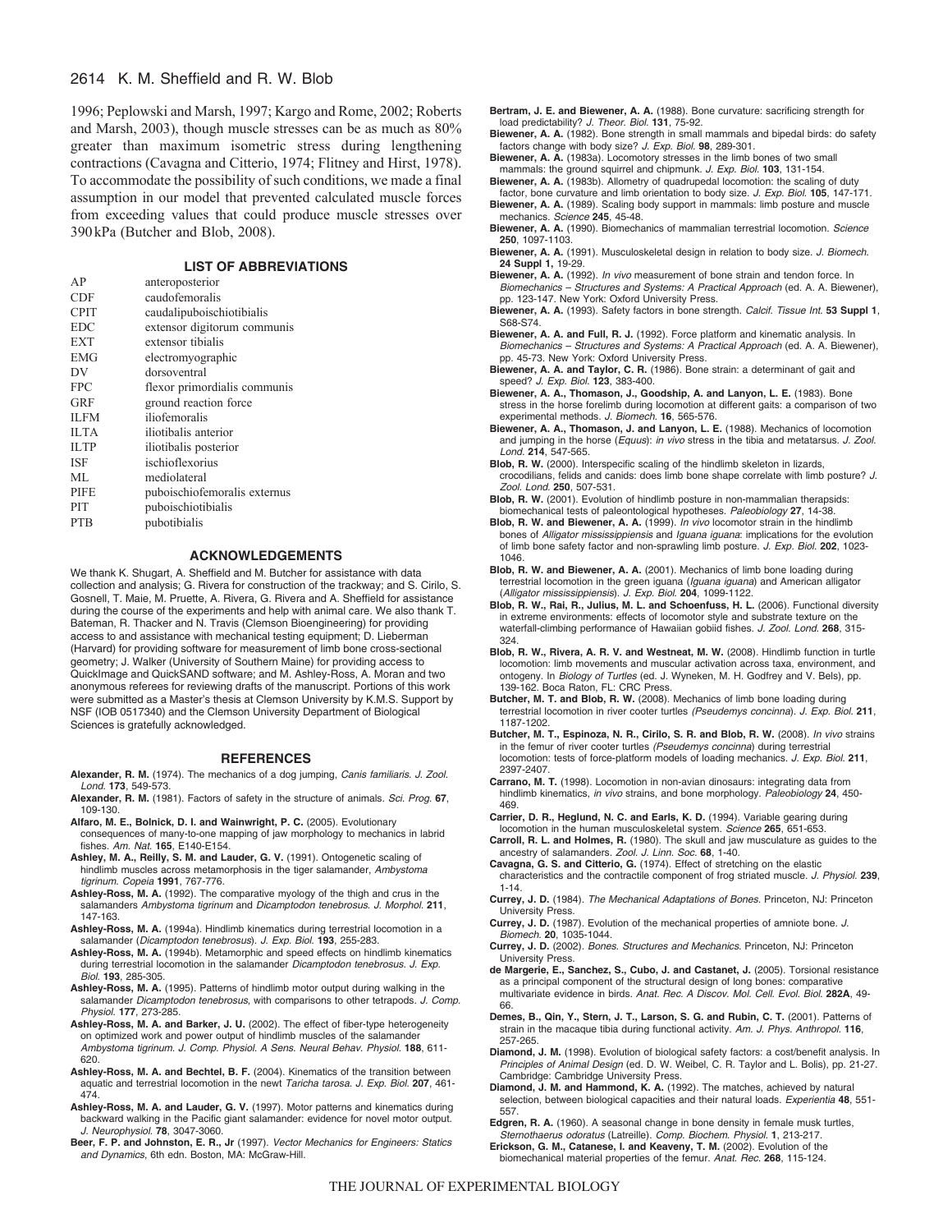1996; Peplowski and Marsh, 1997; Kargo and Rome, 2002; Roberts and Marsh, 2003), though muscle stresses can be as much as 80% greater than maximum isometric stress during lengthening contractions (Cavagna and Citterio, 1974; Flitney and Hirst, 1978). To accommodate the possibility of such conditions, we made a final assumption in our model that prevented calculated muscle forces from exceeding values that could produce muscle stresses over 390 kPa (Butcher and Blob, 2008).

## LIST OF ABBREVIATIONS

| | |
|---|---|
| AP | anteroposterior |
| CDF | caudofemoralis |
| CPIT | caudalipuboischiotibialis |
| EDC | extensor digitorum communis |
| EXT | extensor tibialis |
| EMG | electromyographic |
| DV | dorsoventral |
| FPC | flexor primordialis communis |
| GRF | ground reaction force |
| ILFM | iliofemoralis |
| ILTA | iliotibalis anterior |
| ILTP | iliotibalis posterior |
| ISF | ischioflexorius |
| ML | mediolateral |
| PIFE | puboischiofemoralis externus |
| PIT | puboischiotibialis |
| PTB | pubotibialis |

## ACKNOWLEDGEMENTS

We thank K. Shugart, A. Sheffield and M. Butcher for assistance with data collection and analysis; G. Rivera for construction of the trackway; and S. Cirilo, S. Gosnell, T. Maie, M. Pruette, A. Rivera, G. Rivera and A. Sheffield for assistance during the course of the experiments and help with animal care. We also thank T. Bateman, R. Thacker and N. Travis (Clemson Bioengineering) for providing access to and assistance with mechanical testing equipment; D. Lieberman (Harvard) for providing software for measurement of limb bone cross-sectional geometry; J. Walker (University of Southern Maine) for providing access to QuickImage and QuickSAND software; and M. Ashley-Ross, A. Moran and two anonymous referees for reviewing drafts of the manuscript. Portions of this work were submitted as a Master's thesis at Clemson University by K.M.S. Support by NSF (IOB 0517340) and the Clemson University Department of Biological Sciences is gratefully acknowledged.

## REFERENCES

**Alexander, R. M.** (1974). The mechanics of a dog jumping, *Canis familiaris*. *J. Zool. Lond.* **173**, 549-573.

**Alexander, R. M.** (1981). Factors of safety in the structure of animals. *Sci. Prog.* **67**, 109-130.

**Alfaro, M. E., Bolnick, D. I. and Wainwright, P. C.** (2005). Evolutionary consequences of many-to-one mapping of jaw morphology to mechanics in labrid fishes. *Am. Nat.* **165**, E140-E154.

**Ashley, M. A., Reilly, S. M. and Lauder, G. V.** (1991). Ontogenetic scaling of hindlimb muscles across metamorphosis in the tiger salamander, *Ambystoma tigrinum*. *Copeia* **1991**, 767-776.

**Ashley-Ross, M. A.** (1992). The comparative myology of the thigh and crus in the salamanders *Ambystoma tigrinum* and *Dicamptodon tenebrosus*. *J. Morphol.* **211**, 147-163.

**Ashley-Ross, M. A.** (1994a). Hindlimb kinematics during terrestrial locomotion in a salamander (*Dicamptodon tenebrosus*). *J. Exp. Biol.* **193**, 255-283.

**Ashley-Ross, M. A.** (1994b). Metamorphic and speed effects on hindlimb kinematics during terrestrial locomotion in the salamander *Dicamptodon tenebrosus*. *J. Exp. Biol.* **193**, 285-305.

**Ashley-Ross, M. A.** (1995). Patterns of hindlimb motor output during walking in the salamander *Dicamptodon tenebrosus*, with comparisons to other tetrapods. *J. Comp. Physiol.* **177**, 273-285.

**Ashley-Ross, M. A. and Barker, J. U.** (2002). The effect of fiber-type heterogeneity on optimized work and power output of hindlimb muscles of the salamander *Ambystoma tigrinum*. *J. Comp. Physiol. A Sens. Neural Behav. Physiol.* **188**, 611-620.

**Ashley-Ross, M. A. and Bechtel, B. F.** (2004). Kinematics of the transition between aquatic and terrestrial locomotion in the newt *Taricha tarosa*. *J. Exp. Biol.* **207**, 461-474.

**Ashley-Ross, M. A. and Lauder, G. V.** (1997). Motor patterns and kinematics during backward walking in the Pacific giant salamander: evidence for novel motor output. *J. Neurophysiol.* **78**, 3047-3060.

**Beer, F. P. and Johnston, E. R., Jr** (1997). *Vector Mechanics for Engineers: Statics and Dynamics*, 6th edn. Boston, MA: McGraw-Hill.

**Bertram, J. E. and Biewener, A. A.** (1988). Bone curvature: sacrificing strength for load predictability? *J. Theor. Biol.* **131**, 75-92.

**Biewener, A. A.** (1982). Bone strength in small mammals and bipedal birds: do safety factors change with body size? *J. Exp. Biol.* **98**, 289-301.

**Biewener, A. A.** (1983a). Locomotory stresses in the limb bones of two small mammals: the ground squirrel and chipmunk. *J. Exp. Biol.* **103**, 131-154.

**Biewener, A. A.** (1983b). Allometry of quadrupedal locomotion: the scaling of duty factor, bone curvature and limb orientation to body size. *J. Exp. Biol.* **105**, 147-171.

**Biewener, A. A.** (1989). Scaling body support in mammals: limb posture and muscle mechanics. *Science* **245**, 45-48.

**Biewener, A. A.** (1990). Biomechanics of mammalian terrestrial locomotion. *Science* **250**, 1097-1103.

**Biewener, A. A.** (1991). Musculoskeletal design in relation to body size. *J. Biomech.* **24 Suppl 1,** 19-29.

**Biewener, A. A.** (1992). *In vivo* measurement of bone strain and tendon force. In *Biomechanics – Structures and Systems: A Practical Approach* (ed. A. A. Biewener), pp. 123-147. New York: Oxford University Press.

**Biewener, A. A.** (1993). Safety factors in bone strength. *Calcif. Tissue Int.* **53 Suppl 1**, S68-S74.

**Biewener, A. A. and Full, R. J.** (1992). Force platform and kinematic analysis. In *Biomechanics – Structures and Systems: A Practical Approach* (ed. A. A. Biewener), pp. 45-73. New York: Oxford University Press.

**Biewener, A. A. and Taylor, C. R.** (1986). Bone strain: a determinant of gait and speed? *J. Exp. Biol.* **123**, 383-400.

**Biewener, A. A., Thomason, J., Goodship, A. and Lanyon, L. E.** (1983). Bone stress in the horse forelimb during locomotion at different gaits: a comparison of two experimental methods. *J. Biomech.* **16**, 565-576.

**Biewener, A. A., Thomason, J. and Lanyon, L. E.** (1988). Mechanics of locomotion and jumping in the horse (*Equus*): *in vivo* stress in the tibia and metatarsus. *J. Zool. Lond.* **214**, 547-565.

**Blob, R. W.** (2000). Interspecific scaling of the hindlimb skeleton in lizards, crocodilians, felids and canids: does limb bone shape correlate with limb posture? *J. Zool. Lond.* **250**, 507-531.

**Blob, R. W.** (2001). Evolution of hindlimb posture in non-mammalian therapsids: biomechanical tests of paleontological hypotheses. *Paleobiology* **27**, 14-38.

**Blob, R. W. and Biewener, A. A.** (1999). *In vivo* locomotor strain in the hindlimb bones of *Alligator mississippiensis* and *Iguana iguana*: implications for the evolution of limb bone safety factor and non-sprawling limb posture. *J. Exp. Biol.* **202**, 1023-1046.

**Blob, R. W. and Biewener, A. A.** (2001). Mechanics of limb bone loading during terrestrial locomotion in the green iguana (*Iguana iguana*) and American alligator (*Alligator mississippiensis*). *J. Exp. Biol.* **204**, 1099-1122.

**Blob, R. W., Rai, R., Julius, M. L. and Schoenfuss, H. L.** (2006). Functional diversity in extreme environments: effects of locomotor style and substrate texture on the waterfall-climbing performance of Hawaiian gobiid fishes. *J. Zool. Lond.* **268**, 315-324.

**Blob, R. W., Rivera, A. R. V. and Westneat, M. W.** (2008). Hindlimb function in turtle locomotion: limb movements and muscular activation across taxa, environment, and ontogeny. In *Biology of Turtles* (ed. J. Wyneken, M. H. Godfrey and V. Bels), pp. 139-162. Boca Raton, FL: CRC Press.

**Butcher, M. T. and Blob, R. W.** (2008). Mechanics of limb bone loading during terrestrial locomotion in river cooter turtles *(Pseudemys concinna*). *J. Exp. Biol.* **211**, 1187-1202.

**Butcher, M. T., Espinoza, N. R., Cirilo, S. R. and Blob, R. W.** (2008). *In vivo* strains in the femur of river cooter turtles *(Pseudemys concinna)* during terrestrial locomotion: tests of force-platform models of loading mechanics. *J. Exp. Biol.* **211**, 2397-2407.

**Carrano, M. T.** (1998). Locomotion in non-avian dinosaurs: integrating data from hindlimb kinematics, *in vivo* strains, and bone morphology. *Paleobiology* **24**, 450-469.

**Carrier, D. R., Heglund, N. C. and Earls, K. D.** (1994). Variable gearing during locomotion in the human musculoskeletal system. *Science* **265**, 651-653.

**Carroll, R. L. and Holmes, R.** (1980). The skull and jaw musculature as guides to the ancestry of salamanders. *Zool. J. Linn. Soc.* **68**, 1-40.

**Cavagna, G. S. and Citterio, G.** (1974). Effect of stretching on the elastic characteristics and the contractile component of frog striated muscle. *J. Physiol.* **239**, 1-14.

**Currey, J. D.** (1984). *The Mechanical Adaptations of Bones*. Princeton, NJ: Princeton University Press.

**Currey, J. D.** (1987). Evolution of the mechanical properties of amniote bone. *J. Biomech.* **20**, 1035-1044.

**Currey, J. D.** (2002). *Bones. Structures and Mechanics*. Princeton, NJ: Princeton University Press.

**de Margerie, E., Sanchez, S., Cubo, J. and Castanet, J.** (2005). Torsional resistance as a principal component of the structural design of long bones: comparative multivariate evidence in birds. *Anat. Rec. A Discov. Mol. Cell. Evol. Biol.* **282A**, 49-66.

**Demes, B., Qin, Y., Stern, J. T., Larson, S. G. and Rubin, C. T.** (2001). Patterns of strain in the macaque tibia during functional activity. *Am. J. Phys. Anthropol.* **116**, 257-265.

**Diamond, J. M.** (1998). Evolution of biological safety factors: a cost/benefit analysis. In *Principles of Animal Design* (ed. D. W. Weibel, C. R. Taylor and L. Bolis), pp. 21-27. Cambridge: Cambridge University Press.

**Diamond, J. M. and Hammond, K. A.** (1992). The matches, achieved by natural selection, between biological capacities and their natural loads. *Experientia* **48**, 551-557.

**Edgren, R. A.** (1960). A seasonal change in bone density in female musk turtles, *Sternothaerus odoratus* (Latreille). *Comp. Biochem. Physiol.* **1**, 213-217.

**Erickson, G. M., Catanese, I. and Keaveny, T. M.** (2002). Evolution of the biomechanical material properties of the femur. *Anat. Rec.* **268**, 115-124.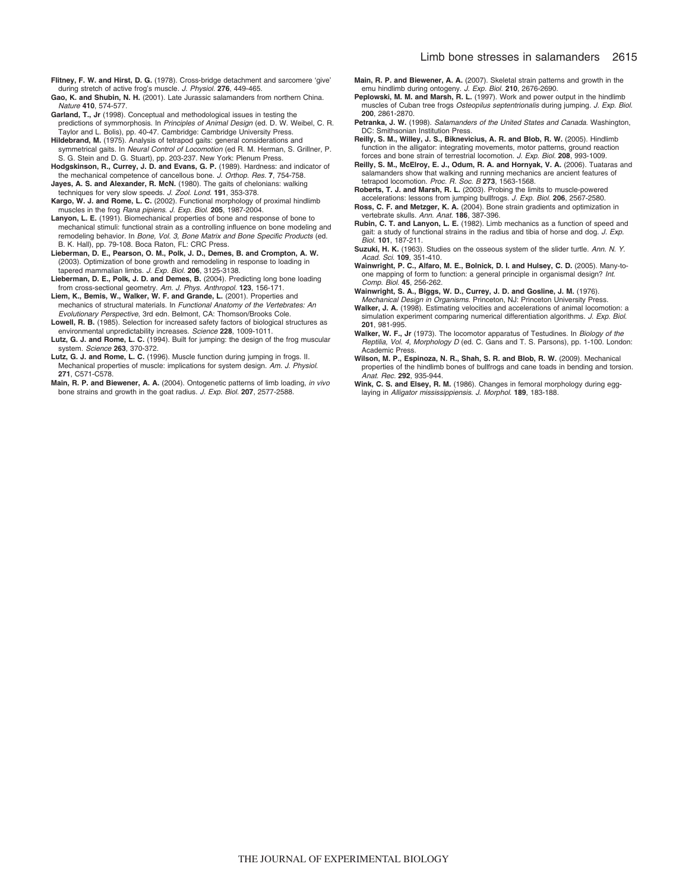**Flitney, F. W. and Hirst, D. G.** (1978). Cross-bridge detachment and sarcomere 'give' during stretch of active frog's muscle. *J. Physiol.* **276**, 449-465.

**Gao, K. and Shubin, N. H.** (2001). Late Jurassic salamanders from northern China. *Nature* **410**, 574-577.

**Garland, T., Jr** (1998). Conceptual and methodological issues in testing the predictions of symmorphosis. In *Principles of Animal Design* (ed. D. W. Weibel, C. R. Taylor and L. Bolis), pp. 40-47. Cambridge: Cambridge University Press.

**Hildebrand, M.** (1975). Analysis of tetrapod gaits: general considerations and symmetrical gaits. In *Neural Control of Locomotion* (ed R. M. Herman, S. Grillner, P. S. G. Stein and D. G. Stuart), pp. 203-237. New York: Plenum Press.

**Hodgskinson, R., Currey, J. D. and Evans, G. P.** (1989). Hardness: and indicator of the mechanical competence of cancellous bone. *J. Orthop. Res.* **7**, 754-758.

**Jayes, A. S. and Alexander, R. McN.** (1980). The gaits of chelonians: walking techniques for very slow speeds. *J. Zool. Lond.* **191**, 353-378.

**Kargo, W. J. and Rome, L. C.** (2002). Functional morphology of proximal hindlimb muscles in the frog *Rana pipiens*. *J. Exp. Biol.* **205**, 1987-2004.

**Lanyon, L. E.** (1991). Biomechanical properties of bone and response of bone to mechanical stimuli: functional strain as a controlling influence on bone modeling and remodeling behavior. In *Bone, Vol. 3, Bone Matrix and Bone Specific Products* (ed. B. K. Hall), pp. 79-108. Boca Raton, FL: CRC Press.

**Lieberman, D. E., Pearson, O. M., Polk, J. D., Demes, B. and Crompton, A. W.** (2003). Optimization of bone growth and remodeling in response to loading in tapered mammalian limbs. *J. Exp. Biol.* **206**, 3125-3138.

**Lieberman, D. E., Polk, J. D. and Demes, B.** (2004). Predicting long bone loading from cross-sectional geometry. *Am. J. Phys. Anthropol.* **123**, 156-171.

**Liem, K., Bemis, W., Walker, W. F. and Grande, L.** (2001). Properties and mechanics of structural materials. In *Functional Anatomy of the Vertebrates: An Evolutionary Perspective*, 3rd edn. Belmont, CA: Thomson/Brooks Cole.

**Lowell, R. B.** (1985). Selection for increased safety factors of biological structures as environmental unpredictability increases. *Science* **228**, 1009-1011.

**Lutz, G. J. and Rome, L. C.** (1994). Built for jumping: the design of the frog muscular system. *Science* **263**, 370-372.

**Lutz, G. J. and Rome, L. C.** (1996). Muscle function during jumping in frogs. II. Mechanical properties of muscle: implications for system design. *Am. J. Physiol.* **271**, C571-C578.

**Main, R. P. and Biewener, A. A.** (2004). Ontogenetic patterns of limb loading, *in vivo* bone strains and growth in the goat radius. *J. Exp. Biol.* **207**, 2577-2588.

**Main, R. P. and Biewener, A. A.** (2007). Skeletal strain patterns and growth in the emu hindlimb during ontogeny. *J. Exp. Biol.* **210**, 2676-2690.

**Peplowski, M. M. and Marsh, R. L.** (1997). Work and power output in the hindlimb muscles of Cuban tree frogs *Osteopilus septentrionalis* during jumping. *J. Exp. Biol.* **200**, 2861-2870.

**Petranka, J. W.** (1998). *Salamanders of the United States and Canada.* Washington, DC: Smithsonian Institution Press.

**Reilly, S. M., Willey, J. S., Biknevicius, A. R. and Blob, R. W.** (2005). Hindlimb function in the alligator: integrating movements, motor patterns, ground reaction forces and bone strain of terrestrial locomotion. *J. Exp. Biol.* **208**, 993-1009.

**Reilly, S. M., McElroy, E. J., Odum, R. A. and Hornyak, V. A.** (2006). Tuataras and salamanders show that walking and running mechanics are ancient features of tetrapod locomotion. *Proc. R. Soc. B* **273**, 1563-1568.

**Roberts, T. J. and Marsh, R. L.** (2003). Probing the limits to muscle-powered accelerations: lessons from jumping bullfrogs. *J. Exp. Biol.* **206**, 2567-2580.

**Ross, C. F. and Metzger, K. A.** (2004). Bone strain gradients and optimization in vertebrate skulls. *Ann. Anat.* **186**, 387-396.

**Rubin, C. T. and Lanyon, L. E.** (1982). Limb mechanics as a function of speed and gait: a study of functional strains in the radius and tibia of horse and dog. *J. Exp. Biol.* **101**, 187-211.

**Suzuki, H. K.** (1963). Studies on the osseous system of the slider turtle. *Ann. N. Y. Acad. Sci.* **109**, 351-410.

**Wainwright, P. C., Alfaro, M. E., Bolnick, D. I. and Hulsey, C. D.** (2005). Many-to-one mapping of form to function: a general principle in organismal design? *Int. Comp. Biol.* **45**, 256-262.

**Wainwright, S. A., Biggs, W. D., Currey, J. D. and Gosline, J. M.** (1976). *Mechanical Design in Organisms.* Princeton, NJ: Princeton University Press.

**Walker, J. A.** (1998). Estimating velocities and accelerations of animal locomotion: a simulation experiment comparing numerical differentiation algorithms. *J. Exp. Biol.* **201**, 981-995.

**Walker, W. F., Jr** (1973). The locomotor apparatus of Testudines. In *Biology of the Reptilia, Vol. 4, Morphology D* (ed. C. Gans and T. S. Parsons), pp. 1-100. London: Academic Press.

**Wilson, M. P., Espinoza, N. R., Shah, S. R. and Blob, R. W.** (2009). Mechanical properties of the hindlimb bones of bullfrogs and cane toads in bending and torsion. *Anat. Rec.* **292**, 935-944.

**Wink, C. S. and Elsey, R. M.** (1986). Changes in femoral morphology during egg-laying in *Alligator mississippiensis*. *J. Morphol.* **189**, 183-188.